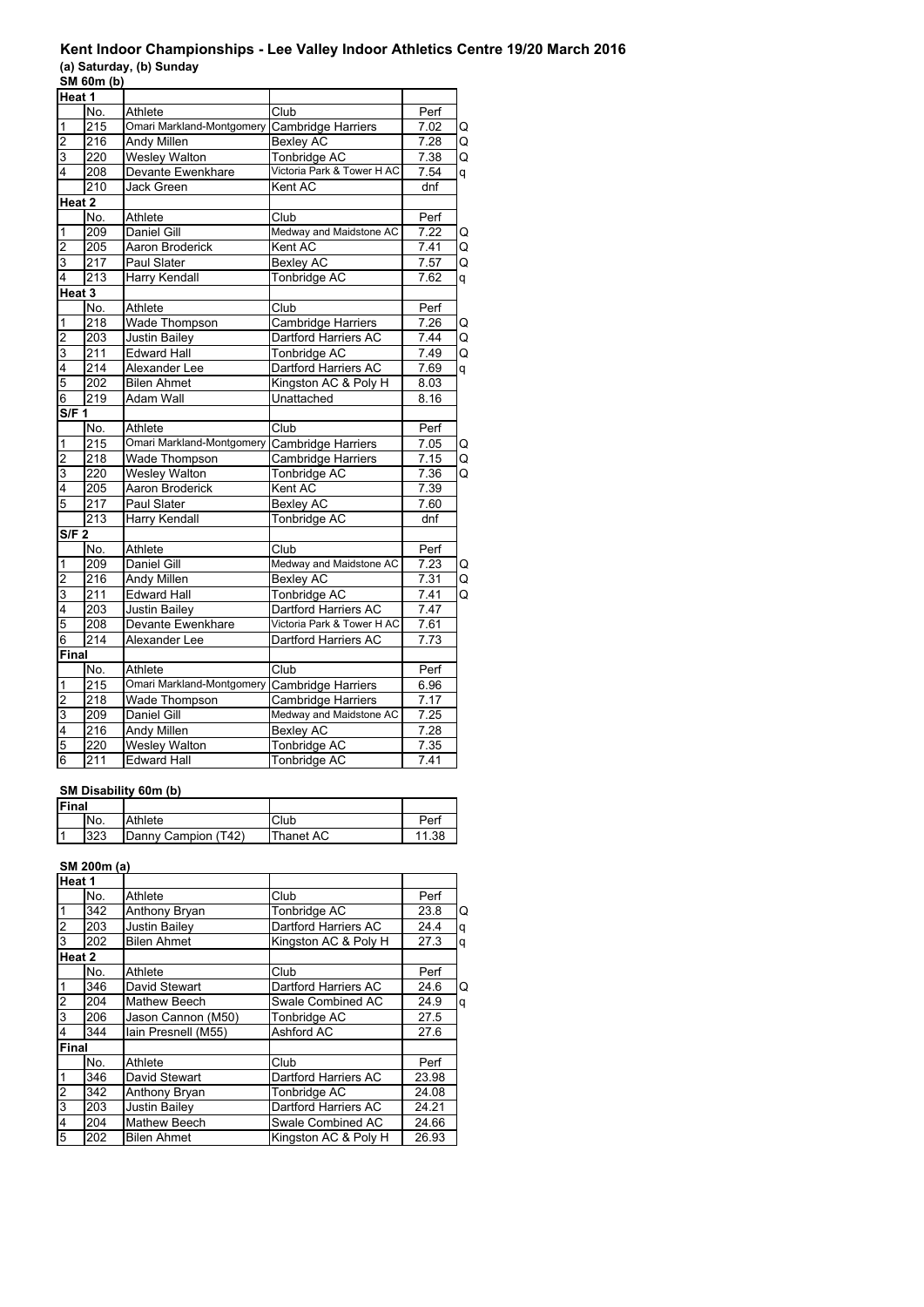# Kent Indoor Championships - Lee Valley Indoor Athletics Centre 19/20 March 2016

**(a) Saturday, (b) Sunday**

### SM 60m (b)

| | No. | Athlete | Club | Perf | |
|---|---|---|---|---|---|
| **Heat 1** | | | | | |
| | No. | Athlete | Club | Perf | |
| 1 | 215 | Omari Markland-Montgomery | Cambridge Harriers | 7.02 | Q |
| 2 | 216 | Andy Millen | Bexley AC | 7.28 | Q |
| 3 | 220 | Wesley Walton | Tonbridge AC | 7.38 | Q |
| 4 | 208 | Devante Ewenkhare | Victoria Park & Tower H AC | 7.54 | q |
| | 210 | Jack Green | Kent AC | dnf | |
| **Heat 2** | | | | | |
| | No. | Athlete | Club | Perf | |
| 1 | 209 | Daniel Gill | Medway and Maidstone AC | 7.22 | Q |
| 2 | 205 | Aaron Broderick | Kent AC | 7.41 | Q |
| 3 | 217 | Paul Slater | Bexley AC | 7.57 | Q |
| 4 | 213 | Harry Kendall | Tonbridge AC | 7.62 | q |
| **Heat 3** | | | | | |
| | No. | Athlete | Club | Perf | |
| 1 | 218 | Wade Thompson | Cambridge Harriers | 7.26 | Q |
| 2 | 203 | Justin Bailey | Dartford Harriers AC | 7.44 | Q |
| 3 | 211 | Edward Hall | Tonbridge AC | 7.49 | Q |
| 4 | 214 | Alexander Lee | Dartford Harriers AC | 7.69 | q |
| 5 | 202 | Bilen Ahmet | Kingston AC & Poly H | 8.03 | |
| 6 | 219 | Adam Wall | Unattached | 8.16 | |
| **S/F 1** | | | | | |
| | No. | Athlete | Club | Perf | |
| 1 | 215 | Omari Markland-Montgomery | Cambridge Harriers | 7.05 | Q |
| 2 | 218 | Wade Thompson | Cambridge Harriers | 7.15 | Q |
| 3 | 220 | Wesley Walton | Tonbridge AC | 7.36 | Q |
| 4 | 205 | Aaron Broderick | Kent AC | 7.39 | |
| 5 | 217 | Paul Slater | Bexley AC | 7.60 | |
| | 213 | Harry Kendall | Tonbridge AC | dnf | |
| **S/F 2** | | | | | |
| | No. | Athlete | Club | Perf | |
| 1 | 209 | Daniel Gill | Medway and Maidstone AC | 7.23 | Q |
| 2 | 216 | Andy Millen | Bexley AC | 7.31 | Q |
| 3 | 211 | Edward Hall | Tonbridge AC | 7.41 | Q |
| 4 | 203 | Justin Bailey | Dartford Harriers AC | 7.47 | |
| 5 | 208 | Devante Ewenkhare | Victoria Park & Tower H AC | 7.61 | |
| 6 | 214 | Alexander Lee | Dartford Harriers AC | 7.73 | |
| **Final** | | | | | |
| | No. | Athlete | Club | Perf | |
| 1 | 215 | Omari Markland-Montgomery | Cambridge Harriers | 6.96 | |
| 2 | 218 | Wade Thompson | Cambridge Harriers | 7.17 | |
| 3 | 209 | Daniel Gill | Medway and Maidstone AC | 7.25 | |
| 4 | 216 | Andy Millen | Bexley AC | 7.28 | |
| 5 | 220 | Wesley Walton | Tonbridge AC | 7.35 | |
| 6 | 211 | Edward Hall | Tonbridge AC | 7.41 | |

### SM Disability 60m (b)

| | No. | Athlete | Club | Perf |
|---|---|---|---|---|
| **Final** | | | | |
| | No. | Athlete | Club | Perf |
| 1 | 323 | Danny Campion (T42) | Thanet AC | 11.38 |

### SM 200m (a)

| | No. | Athlete | Club | Perf | |
|---|---|---|---|---|---|
| **Heat 1** | | | | | |
| | No. | Athlete | Club | Perf | |
| 1 | 342 | Anthony Bryan | Tonbridge AC | 23.8 | Q |
| 2 | 203 | Justin Bailey | Dartford Harriers AC | 24.4 | q |
| 3 | 202 | Bilen Ahmet | Kingston AC & Poly H | 27.3 | q |
| **Heat 2** | | | | | |
| | No. | Athlete | Club | Perf | |
| 1 | 346 | David Stewart | Dartford Harriers AC | 24.6 | Q |
| 2 | 204 | Mathew Beech | Swale Combined AC | 24.9 | q |
| 3 | 206 | Jason Cannon (M50) | Tonbridge AC | 27.5 | |
| 4 | 344 | Iain Presnell (M55) | Ashford AC | 27.6 | |
| **Final** | | | | | |
| | No. | Athlete | Club | Perf | |
| 1 | 346 | David Stewart | Dartford Harriers AC | 23.98 | |
| 2 | 342 | Anthony Bryan | Tonbridge AC | 24.08 | |
| 3 | 203 | Justin Bailey | Dartford Harriers AC | 24.21 | |
| 4 | 204 | Mathew Beech | Swale Combined AC | 24.66 | |
| 5 | 202 | Bilen Ahmet | Kingston AC & Poly H | 26.93 | |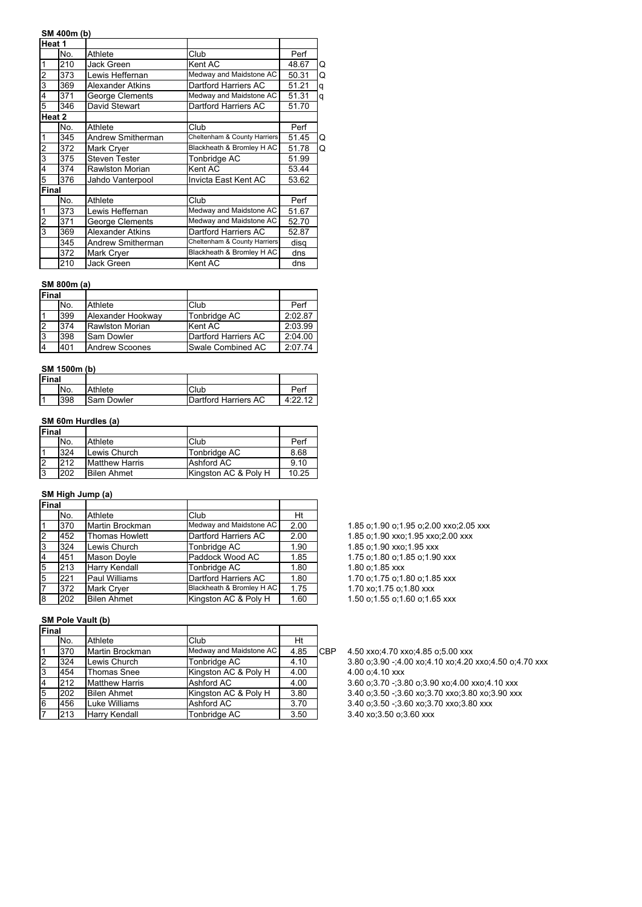### SM 400m (b)

**Heat 1**

| | No. | Athlete | Club | Perf | |
|---|---|---|---|---|---|
| 1 | 210 | Jack Green | Kent AC | 48.67 | Q |
| 2 | 373 | Lewis Heffernan | Medway and Maidstone AC | 50.31 | Q |
| 3 | 369 | Alexander Atkins | Dartford Harriers AC | 51.21 | q |
| 4 | 371 | George Clements | Medway and Maidstone AC | 51.31 | q |
| 5 | 346 | David Stewart | Dartford Harriers AC | 51.70 | |

**Heat 2**

| | No. | Athlete | Club | Perf | |
|---|---|---|---|---|---|
| 1 | 345 | Andrew Smitherman | Cheltenham & County Harriers | 51.45 | Q |
| 2 | 372 | Mark Cryer | Blackheath & Bromley H AC | 51.78 | Q |
| 3 | 375 | Steven Tester | Tonbridge AC | 51.99 | |
| 4 | 374 | Rawlston Morian | Kent AC | 53.44 | |
| 5 | 376 | Jahdo Vanterpool | Invicta East Kent AC | 53.62 | |

**Final**

| | No. | Athlete | Club | Perf |
|---|---|---|---|---|
| 1 | 373 | Lewis Heffernan | Medway and Maidstone AC | 51.67 |
| 2 | 371 | George Clements | Medway and Maidstone AC | 52.70 |
| 3 | 369 | Alexander Atkins | Dartford Harriers AC | 52.87 |
| | 345 | Andrew Smitherman | Cheltenham & County Harriers | disq |
| | 372 | Mark Cryer | Blackheath & Bromley H AC | dns |
| | 210 | Jack Green | Kent AC | dns |

### SM 800m (a)

**Final**

| | No. | Athlete | Club | Perf |
|---|---|---|---|---|
| 1 | 399 | Alexander Hookway | Tonbridge AC | 2:02.87 |
| 2 | 374 | Rawlston Morian | Kent AC | 2:03.99 |
| 3 | 398 | Sam Dowler | Dartford Harriers AC | 2:04.00 |
| 4 | 401 | Andrew Scoones | Swale Combined AC | 2:07.74 |

### SM 1500m (b)

**Final**

| | No. | Athlete | Club | Perf |
|---|---|---|---|---|
| 1 | 398 | Sam Dowler | Dartford Harriers AC | 4:22.12 |

### SM 60m Hurdles (a)

**Final**

| | No. | Athlete | Club | Perf |
|---|---|---|---|---|
| 1 | 324 | Lewis Church | Tonbridge AC | 8.68 |
| 2 | 212 | Matthew Harris | Ashford AC | 9.10 |
| 3 | 202 | Bilen Ahmet | Kingston AC & Poly H | 10.25 |

### SM High Jump (a)

**Final**

| | No. | Athlete | Club | Ht | |
|---|---|---|---|---|---|
| 1 | 370 | Martin Brockman | Medway and Maidstone AC | 2.00 | 1.85 o;1.90 o;1.95 o;2.00 xxo;2.05 xxx |
| 2 | 452 | Thomas Howlett | Dartford Harriers AC | 2.00 | 1.85 o;1.90 xxo;1.95 xxo;2.00 xxx |
| 3 | 324 | Lewis Church | Tonbridge AC | 1.90 | 1.85 o;1.90 xxo;1.95 xxx |
| 4 | 451 | Mason Doyle | Paddock Wood AC | 1.85 | 1.75 o;1.80 o;1.85 o;1.90 xxx |
| 5 | 213 | Harry Kendall | Tonbridge AC | 1.80 | 1.80 o;1.85 xxx |
| 5 | 221 | Paul Williams | Dartford Harriers AC | 1.80 | 1.70 o;1.75 o;1.80 o;1.85 xxx |
| 7 | 372 | Mark Cryer | Blackheath & Bromley H AC | 1.75 | 1.70 xo;1.75 o;1.80 xxx |
| 8 | 202 | Bilen Ahmet | Kingston AC & Poly H | 1.60 | 1.50 o;1.55 o;1.60 o;1.65 xxx |

### SM Pole Vault (b)

**Final**

| | No. | Athlete | Club | Ht | | |
|---|---|---|---|---|---|---|
| 1 | 370 | Martin Brockman | Medway and Maidstone AC | 4.85 | CBP | 4.50 xxo;4.70 xxo;4.85 o;5.00 xxx |
| 2 | 324 | Lewis Church | Tonbridge AC | 4.10 | | 3.80 o;3.90 -;4.00 xo;4.10 xo;4.20 xxo;4.50 o;4.70 xxx |
| 3 | 454 | Thomas Snee | Kingston AC & Poly H | 4.00 | | 4.00 o;4.10 xxx |
| 4 | 212 | Matthew Harris | Ashford AC | 4.00 | | 3.60 o;3.70 -;3.80 o;3.90 xo;4.00 xxo;4.10 xxx |
| 5 | 202 | Bilen Ahmet | Kingston AC & Poly H | 3.80 | | 3.40 o;3.50 -;3.60 xo;3.70 xxo;3.80 xo;3.90 xxx |
| 6 | 456 | Luke Williams | Ashford AC | 3.70 | | 3.40 o;3.50 -;3.60 xo;3.70 xxo;3.80 xxx |
| 7 | 213 | Harry Kendall | Tonbridge AC | 3.50 | | 3.40 xo;3.50 o;3.60 xxx |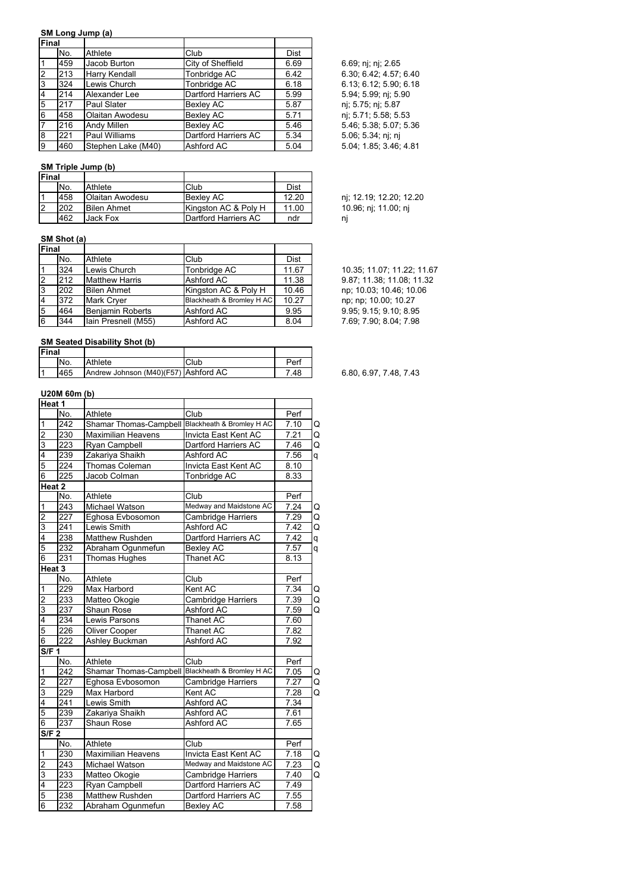## SM Long Jump (a)

| Final | | | | | |
|---|---|---|---|---|---|
| | No. | Athlete | Club | Dist | |
| 1 | 459 | Jacob Burton | City of Sheffield | 6.69 | 6.69; nj; nj; 2.65 |
| 2 | 213 | Harry Kendall | Tonbridge AC | 6.42 | 6.30; 6.42; 4.57; 6.40 |
| 3 | 324 | Lewis Church | Tonbridge AC | 6.18 | 6.13; 6.12; 5.90; 6.18 |
| 4 | 214 | Alexander Lee | Dartford Harriers AC | 5.99 | 5.94; 5.99; nj; 5.90 |
| 5 | 217 | Paul Slater | Bexley AC | 5.87 | nj; 5.75; nj; 5.87 |
| 6 | 458 | Olaitan Awodesu | Bexley AC | 5.71 | nj; 5.71; 5.58; 5.53 |
| 7 | 216 | Andy Millen | Bexley AC | 5.46 | 5.46; 5.38; 5.07; 5.36 |
| 8 | 221 | Paul Williams | Dartford Harriers AC | 5.34 | 5.06; 5.34; nj; nj |
| 9 | 460 | Stephen Lake (M40) | Ashford AC | 5.04 | 5.04; 1.85; 3.46; 4.81 |

## SM Triple Jump (b)

| Final | | | | | |
|---|---|---|---|---|---|
| | No. | Athlete | Club | Dist | |
| 1 | 458 | Olaitan Awodesu | Bexley AC | 12.20 | nj; 12.19; 12.20; 12.20 |
| 2 | 202 | Bilen Ahmet | Kingston AC & Poly H | 11.00 | 10.96; nj; 11.00; nj |
| | 462 | Jack Fox | Dartford Harriers AC | ndr | nj |

## SM Shot (a)

| Final | | | | | |
|---|---|---|---|---|---|
| | No. | Athlete | Club | Dist | |
| 1 | 324 | Lewis Church | Tonbridge AC | 11.67 | 10.35; 11.07; 11.22; 11.67 |
| 2 | 212 | Matthew Harris | Ashford AC | 11.38 | 9.87; 11.38; 11.08; 11.32 |
| 3 | 202 | Bilen Ahmet | Kingston AC & Poly H | 10.46 | np; 10.03; 10.46; 10.06 |
| 4 | 372 | Mark Cryer | Blackheath & Bromley H AC | 10.27 | np; np; 10.00; 10.27 |
| 5 | 464 | Benjamin Roberts | Ashford AC | 9.95 | 9.95; 9.15; 9.10; 8.95 |
| 6 | 344 | Iain Presnell (M55) | Ashford AC | 8.04 | 7.69; 7.90; 8.04; 7.98 |

## SM Seated Disability Shot (b)

| Final | | | | | |
|---|---|---|---|---|---|
| | No. | Athlete | Club | Perf | |
| 1 | 465 | Andrew Johnson (M40)(F57) | Ashford AC | 7.48 | 6.80, 6.97, 7.48, 7.43 |

## U20M 60m (b)

| Heat 1 | | | | | |
|---|---|---|---|---|---|
| | No. | Athlete | Club | Perf | |
| 1 | 242 | Shamar Thomas-Campbell | Blackheath & Bromley H AC | 7.10 | Q |
| 2 | 230 | Maximilian Heavens | Invicta East Kent AC | 7.21 | Q |
| 3 | 223 | Ryan Campbell | Dartford Harriers AC | 7.46 | Q |
| 4 | 239 | Zakariya Shaikh | Ashford AC | 7.56 | q |
| 5 | 224 | Thomas Coleman | Invicta East Kent AC | 8.10 | |
| 6 | 225 | Jacob Colman | Tonbridge AC | 8.33 | |
| **Heat 2** | | | | | |
| | No. | Athlete | Club | Perf | |
| 1 | 243 | Michael Watson | Medway and Maidstone AC | 7.24 | Q |
| 2 | 227 | Eghosa Evbosomon | Cambridge Harriers | 7.29 | Q |
| 3 | 241 | Lewis Smith | Ashford AC | 7.42 | Q |
| 4 | 238 | Matthew Rushden | Dartford Harriers AC | 7.42 | q |
| 5 | 232 | Abraham Ogunmefun | Bexley AC | 7.57 | q |
| 6 | 231 | Thomas Hughes | Thanet AC | 8.13 | |
| **Heat 3** | | | | | |
| | No. | Athlete | Club | Perf | |
| 1 | 229 | Max Harbord | Kent AC | 7.34 | Q |
| 2 | 233 | Matteo Okogie | Cambridge Harriers | 7.39 | Q |
| 3 | 237 | Shaun Rose | Ashford AC | 7.59 | Q |
| 4 | 234 | Lewis Parsons | Thanet AC | 7.60 | |
| 5 | 226 | Oliver Cooper | Thanet AC | 7.82 | |
| 6 | 222 | Ashley Buckman | Ashford AC | 7.92 | |
| **S/F 1** | | | | | |
| | No. | Athlete | Club | Perf | |
| 1 | 242 | Shamar Thomas-Campbell | Blackheath & Bromley H AC | 7.05 | Q |
| 2 | 227 | Eghosa Evbosomon | Cambridge Harriers | 7.27 | Q |
| 3 | 229 | Max Harbord | Kent AC | 7.28 | Q |
| 4 | 241 | Lewis Smith | Ashford AC | 7.34 | |
| 5 | 239 | Zakariya Shaikh | Ashford AC | 7.61 | |
| 6 | 237 | Shaun Rose | Ashford AC | 7.65 | |
| **S/F 2** | | | | | |
| | No. | Athlete | Club | Perf | |
| 1 | 230 | Maximilian Heavens | Invicta East Kent AC | 7.18 | Q |
| 2 | 243 | Michael Watson | Medway and Maidstone AC | 7.23 | Q |
| 3 | 233 | Matteo Okogie | Cambridge Harriers | 7.40 | Q |
| 4 | 223 | Ryan Campbell | Dartford Harriers AC | 7.49 | |
| 5 | 238 | Matthew Rushden | Dartford Harriers AC | 7.55 | |
| 6 | 232 | Abraham Ogunmefun | Bexley AC | 7.58 | |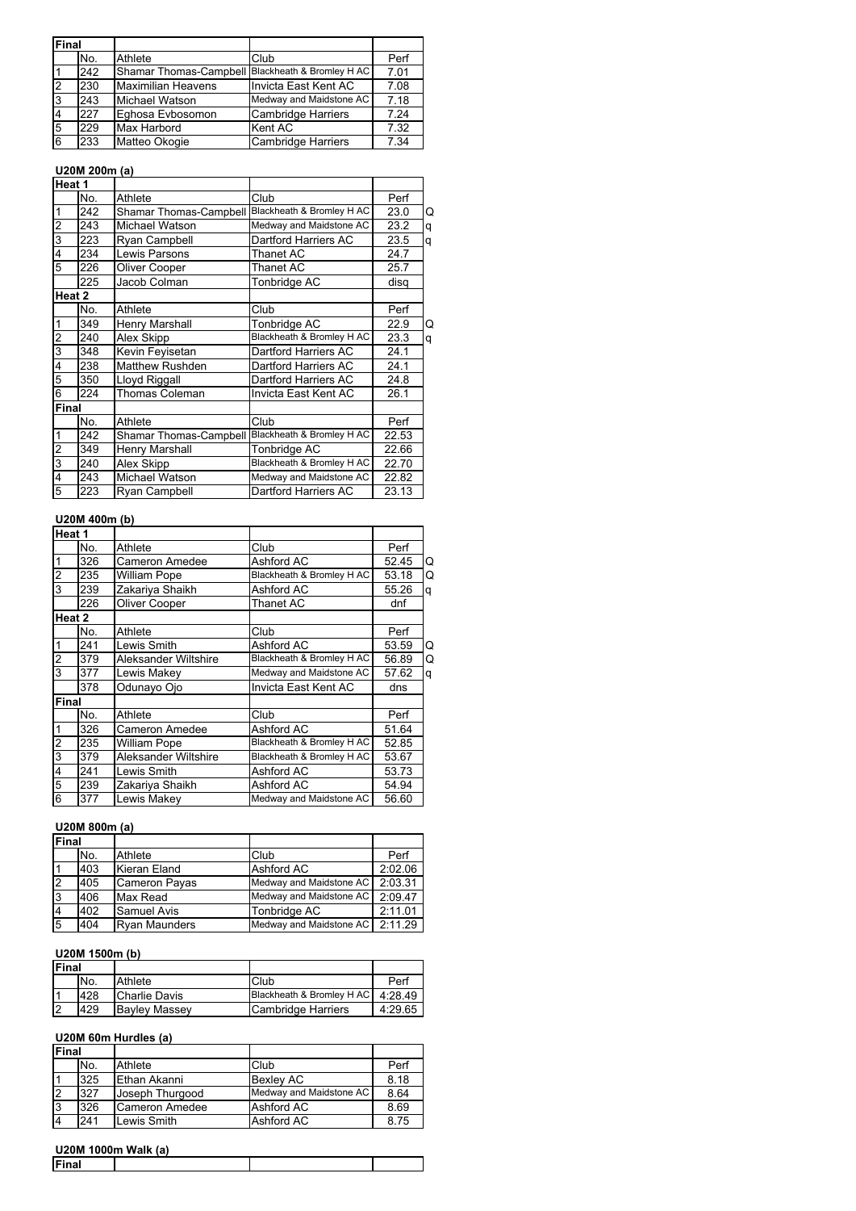| Final | | | | |
|---|---|---|---|---|
| | No. | Athlete | Club | Perf |
| 1 | 242 | Shamar Thomas-Campbell | Blackheath & Bromley H AC | 7.01 |
| 2 | 230 | Maximilian Heavens | Invicta East Kent AC | 7.08 |
| 3 | 243 | Michael Watson | Medway and Maidstone AC | 7.18 |
| 4 | 227 | Eghosa Evbosomon | Cambridge Harriers | 7.24 |
| 5 | 229 | Max Harbord | Kent AC | 7.32 |
| 6 | 233 | Matteo Okogie | Cambridge Harriers | 7.34 |

### U20M 200m (a)

| Heat 1 | | | | | |
|---|---|---|---|---|---|
| | No. | Athlete | Club | Perf | |
| 1 | 242 | Shamar Thomas-Campbell | Blackheath & Bromley H AC | 23.0 | Q |
| 2 | 243 | Michael Watson | Medway and Maidstone AC | 23.2 | q |
| 3 | 223 | Ryan Campbell | Dartford Harriers AC | 23.5 | q |
| 4 | 234 | Lewis Parsons | Thanet AC | 24.7 | |
| 5 | 226 | Oliver Cooper | Thanet AC | 25.7 | |
| | 225 | Jacob Colman | Tonbridge AC | disq | |
| **Heat 2** | | | | | |
| | No. | Athlete | Club | Perf | |
| 1 | 349 | Henry Marshall | Tonbridge AC | 22.9 | Q |
| 2 | 240 | Alex Skipp | Blackheath & Bromley H AC | 23.3 | q |
| 3 | 348 | Kevin Feyisetan | Dartford Harriers AC | 24.1 | |
| 4 | 238 | Matthew Rushden | Dartford Harriers AC | 24.1 | |
| 5 | 350 | Lloyd Riggall | Dartford Harriers AC | 24.8 | |
| 6 | 224 | Thomas Coleman | Invicta East Kent AC | 26.1 | |
| **Final** | | | | | |
| | No. | Athlete | Club | Perf | |
| 1 | 242 | Shamar Thomas-Campbell | Blackheath & Bromley H AC | 22.53 | |
| 2 | 349 | Henry Marshall | Tonbridge AC | 22.66 | |
| 3 | 240 | Alex Skipp | Blackheath & Bromley H AC | 22.70 | |
| 4 | 243 | Michael Watson | Medway and Maidstone AC | 22.82 | |
| 5 | 223 | Ryan Campbell | Dartford Harriers AC | 23.13 | |

### U20M 400m (b)

| Heat 1 | | | | | |
|---|---|---|---|---|---|
| | No. | Athlete | Club | Perf | |
| 1 | 326 | Cameron Amedee | Ashford AC | 52.45 | Q |
| 2 | 235 | William Pope | Blackheath & Bromley H AC | 53.18 | Q |
| 3 | 239 | Zakariya Shaikh | Ashford AC | 55.26 | q |
| | 226 | Oliver Cooper | Thanet AC | dnf | |
| **Heat 2** | | | | | |
| | No. | Athlete | Club | Perf | |
| 1 | 241 | Lewis Smith | Ashford AC | 53.59 | Q |
| 2 | 379 | Aleksander Wiltshire | Blackheath & Bromley H AC | 56.89 | Q |
| 3 | 377 | Lewis Makey | Medway and Maidstone AC | 57.62 | q |
| | 378 | Odunayo Ojo | Invicta East Kent AC | dns | |
| **Final** | | | | | |
| | No. | Athlete | Club | Perf | |
| 1 | 326 | Cameron Amedee | Ashford AC | 51.64 | |
| 2 | 235 | William Pope | Blackheath & Bromley H AC | 52.85 | |
| 3 | 379 | Aleksander Wiltshire | Blackheath & Bromley H AC | 53.67 | |
| 4 | 241 | Lewis Smith | Ashford AC | 53.73 | |
| 5 | 239 | Zakariya Shaikh | Ashford AC | 54.94 | |
| 6 | 377 | Lewis Makey | Medway and Maidstone AC | 56.60 | |

### U20M 800m (a)

| Final | | | | |
|---|---|---|---|---|
| | No. | Athlete | Club | Perf |
| 1 | 403 | Kieran Eland | Ashford AC | 2:02.06 |
| 2 | 405 | Cameron Payas | Medway and Maidstone AC | 2:03.31 |
| 3 | 406 | Max Read | Medway and Maidstone AC | 2:09.47 |
| 4 | 402 | Samuel Avis | Tonbridge AC | 2:11.01 |
| 5 | 404 | Ryan Maunders | Medway and Maidstone AC | 2:11.29 |

### U20M 1500m (b)

| Final | | | | |
|---|---|---|---|---|
| | No. | Athlete | Club | Perf |
| 1 | 428 | Charlie Davis | Blackheath & Bromley H AC | 4:28.49 |
| 2 | 429 | Bayley Massey | Cambridge Harriers | 4:29.65 |

### U20M 60m Hurdles (a)

| Final | | | | |
|---|---|---|---|---|
| | No. | Athlete | Club | Perf |
| 1 | 325 | Ethan Akanni | Bexley AC | 8.18 |
| 2 | 327 | Joseph Thurgood | Medway and Maidstone AC | 8.64 |
| 3 | 326 | Cameron Amedee | Ashford AC | 8.69 |
| 4 | 241 | Lewis Smith | Ashford AC | 8.75 |

### U20M 1000m Walk (a)

| Final | | | |
|---|---|---|---|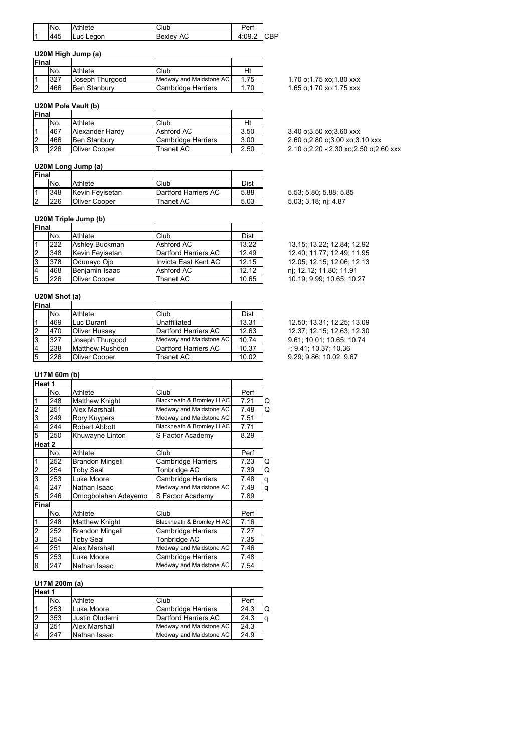| | No. | Athlete | Club | Perf | |
|---|---|---|---|---|---|
| 1 | 445 | Luc Legon | Bexley AC | 4:09.2 | CBP |

### U20M High Jump (a)

| Final | | | | | |
|---|---|---|---|---|---|
| | No. | Athlete | Club | Ht | |
| 1 | 327 | Joseph Thurgood | Medway and Maidstone AC | 1.75 | 1.70 o;1.75 xo;1.80 xxx |
| 2 | 466 | Ben Stanbury | Cambridge Harriers | 1.70 | 1.65 o;1.70 xo;1.75 xxx |

### U20M Pole Vault (b)

| Final | | | | | |
|---|---|---|---|---|---|
| | No. | Athlete | Club | Ht | |
| 1 | 467 | Alexander Hardy | Ashford AC | 3.50 | 3.40 o;3.50 xo;3.60 xxx |
| 2 | 466 | Ben Stanbury | Cambridge Harriers | 3.00 | 2.60 o;2.80 o;3.00 xo;3.10 xxx |
| 3 | 226 | Oliver Cooper | Thanet AC | 2.50 | 2.10 o;2.20 -;2.30 xo;2.50 o;2.60 xxx |

### U20M Long Jump (a)

| Final | | | | | |
|---|---|---|---|---|---|
| | No. | Athlete | Club | Dist | |
| 1 | 348 | Kevin Feyisetan | Dartford Harriers AC | 5.88 | 5.53; 5.80; 5.88; 5.85 |
| 2 | 226 | Oliver Cooper | Thanet AC | 5.03 | 5.03; 3.18; nj; 4.87 |

### U20M Triple Jump (b)

| Final | | | | | |
|---|---|---|---|---|---|
| | No. | Athlete | Club | Dist | |
| 1 | 222 | Ashley Buckman | Ashford AC | 13.22 | 13.15; 13.22; 12.84; 12.92 |
| 2 | 348 | Kevin Feyisetan | Dartford Harriers AC | 12.49 | 12.40; 11.77; 12.49; 11.95 |
| 3 | 378 | Odunayo Ojo | Invicta East Kent AC | 12.15 | 12.05; 12.15; 12.06; 12.13 |
| 4 | 468 | Benjamin Isaac | Ashford AC | 12.12 | nj; 12.12; 11.80; 11.91 |
| 5 | 226 | Oliver Cooper | Thanet AC | 10.65 | 10.19; 9.99; 10.65; 10.27 |

### U20M Shot (a)

| Final | | | | | |
|---|---|---|---|---|---|
| | No. | Athlete | Club | Dist | |
| 1 | 469 | Luc Durant | Unaffiliated | 13.31 | 12.50; 13.31; 12.25; 13.09 |
| 2 | 470 | Oliver Hussey | Dartford Harriers AC | 12.63 | 12.37; 12.15; 12.63; 12.30 |
| 3 | 327 | Joseph Thurgood | Medway and Maidstone AC | 10.74 | 9.61; 10.01; 10.65; 10.74 |
| 4 | 238 | Matthew Rushden | Dartford Harriers AC | 10.37 | -; 9.41; 10.37; 10.36 |
| 5 | 226 | Oliver Cooper | Thanet AC | 10.02 | 9.29; 9.86; 10.02; 9.67 |

### U17M 60m (b)

| Heat 1 | | | | | |
|---|---|---|---|---|---|
| | No. | Athlete | Club | Perf | |
| 1 | 248 | Matthew Knight | Blackheath & Bromley H AC | 7.21 | Q |
| 2 | 251 | Alex Marshall | Medway and Maidstone AC | 7.48 | Q |
| 3 | 249 | Rory Kuypers | Medway and Maidstone AC | 7.51 | |
| 4 | 244 | Robert Abbott | Blackheath & Bromley H AC | 7.71 | |
| 5 | 250 | Khuwayne Linton | S Factor Academy | 8.29 | |
| **Heat 2** | | | | | |
| | No. | Athlete | Club | Perf | |
| 1 | 252 | Brandon Mingeli | Cambridge Harriers | 7.23 | Q |
| 2 | 254 | Toby Seal | Tonbridge AC | 7.39 | Q |
| 3 | 253 | Luke Moore | Cambridge Harriers | 7.48 | q |
| 4 | 247 | Nathan Isaac | Medway and Maidstone AC | 7.49 | q |
| 5 | 246 | Omogbolahan Adeyemo | S Factor Academy | 7.89 | |
| **Final** | | | | | |
| | No. | Athlete | Club | Perf | |
| 1 | 248 | Matthew Knight | Blackheath & Bromley H AC | 7.16 | |
| 2 | 252 | Brandon Mingeli | Cambridge Harriers | 7.27 | |
| 3 | 254 | Toby Seal | Tonbridge AC | 7.35 | |
| 4 | 251 | Alex Marshall | Medway and Maidstone AC | 7.46 | |
| 5 | 253 | Luke Moore | Cambridge Harriers | 7.48 | |
| 6 | 247 | Nathan Isaac | Medway and Maidstone AC | 7.54 | |

### U17M 200m (a)

| Heat 1 | | | | | |
|---|---|---|---|---|---|
| | No. | Athlete | Club | Perf | |
| 1 | 253 | Luke Moore | Cambridge Harriers | 24.3 | Q |
| 2 | 353 | Justin Oludemi | Dartford Harriers AC | 24.3 | q |
| 3 | 251 | Alex Marshall | Medway and Maidstone AC | 24.3 | |
| 4 | 247 | Nathan Isaac | Medway and Maidstone AC | 24.9 | |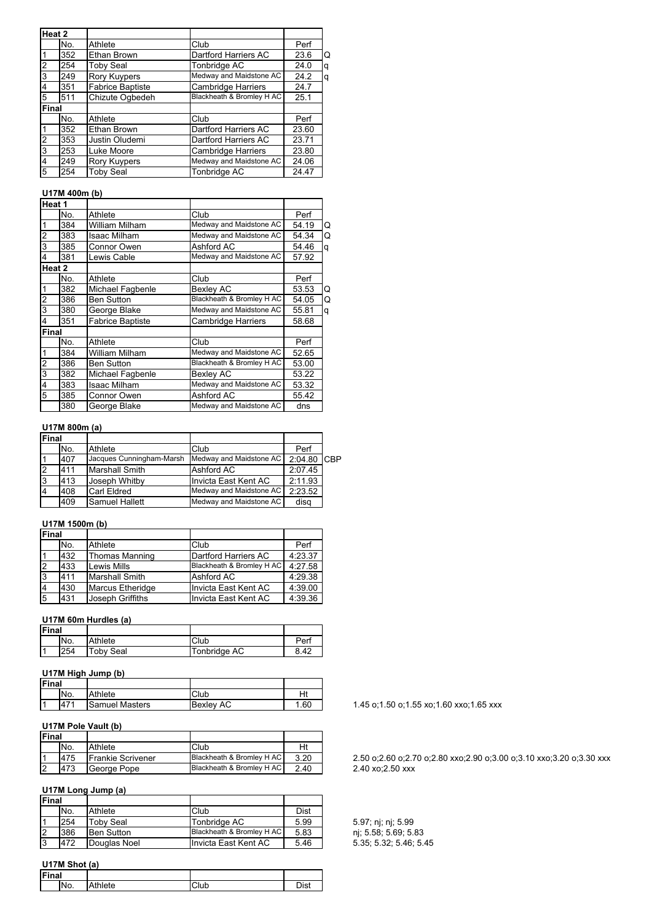| Heat 2 | | | | | |
|---|---|---|---|---|---|
| | No. | Athlete | Club | Perf | |
| 1 | 352 | Ethan Brown | Dartford Harriers AC | 23.6 | Q |
| 2 | 254 | Toby Seal | Tonbridge AC | 24.0 | q |
| 3 | 249 | Rory Kuypers | Medway and Maidstone AC | 24.2 | q |
| 4 | 351 | Fabrice Baptiste | Cambridge Harriers | 24.7 | |
| 5 | 511 | Chizute Ogbedeh | Blackheath & Bromley H AC | 25.1 | |

| Final | | | | |
|---|---|---|---|---|
| | No. | Athlete | Club | Perf |
| 1 | 352 | Ethan Brown | Dartford Harriers AC | 23.60 |
| 2 | 353 | Justin Oludemi | Dartford Harriers AC | 23.71 |
| 3 | 253 | Luke Moore | Cambridge Harriers | 23.80 |
| 4 | 249 | Rory Kuypers | Medway and Maidstone AC | 24.06 |
| 5 | 254 | Toby Seal | Tonbridge AC | 24.47 |

### U17M 400m (b)

| Heat 1 | | | | | |
|---|---|---|---|---|---|
| | No. | Athlete | Club | Perf | |
| 1 | 384 | William Milham | Medway and Maidstone AC | 54.19 | Q |
| 2 | 383 | Isaac Milham | Medway and Maidstone AC | 54.34 | Q |
| 3 | 385 | Connor Owen | Ashford AC | 54.46 | q |
| 4 | 381 | Lewis Cable | Medway and Maidstone AC | 57.92 | |

| Heat 2 | | | | | |
|---|---|---|---|---|---|
| | No. | Athlete | Club | Perf | |
| 1 | 382 | Michael Fagbenle | Bexley AC | 53.53 | Q |
| 2 | 386 | Ben Sutton | Blackheath & Bromley H AC | 54.05 | Q |
| 3 | 380 | George Blake | Medway and Maidstone AC | 55.81 | q |
| 4 | 351 | Fabrice Baptiste | Cambridge Harriers | 58.68 | |

| Final | | | | |
|---|---|---|---|---|
| | No. | Athlete | Club | Perf |
| 1 | 384 | William Milham | Medway and Maidstone AC | 52.65 |
| 2 | 386 | Ben Sutton | Blackheath & Bromley H AC | 53.00 |
| 3 | 382 | Michael Fagbenle | Bexley AC | 53.22 |
| 4 | 383 | Isaac Milham | Medway and Maidstone AC | 53.32 |
| 5 | 385 | Connor Owen | Ashford AC | 55.42 |
| | 380 | George Blake | Medway and Maidstone AC | dns |

### U17M 800m (a)

| Final | | | | | |
|---|---|---|---|---|---|
| | No. | Athlete | Club | Perf | |
| 1 | 407 | Jacques Cunningham-Marsh | Medway and Maidstone AC | 2:04.80 | CBP |
| 2 | 411 | Marshall Smith | Ashford AC | 2:07.45 | |
| 3 | 413 | Joseph Whitby | Invicta East Kent AC | 2:11.93 | |
| 4 | 408 | Carl Eldred | Medway and Maidstone AC | 2:23.52 | |
| | 409 | Samuel Hallett | Medway and Maidstone AC | disq | |

### U17M 1500m (b)

| Final | | | | |
|---|---|---|---|---|
| | No. | Athlete | Club | Perf |
| 1 | 432 | Thomas Manning | Dartford Harriers AC | 4:23.37 |
| 2 | 433 | Lewis Mills | Blackheath & Bromley H AC | 4:27.58 |
| 3 | 411 | Marshall Smith | Ashford AC | 4:29.38 |
| 4 | 430 | Marcus Etheridge | Invicta East Kent AC | 4:39.00 |
| 5 | 431 | Joseph Griffiths | Invicta East Kent AC | 4:39.36 |

### U17M 60m Hurdles (a)

| Final | | | | |
|---|---|---|---|---|
| | No. | Athlete | Club | Perf |
| 1 | 254 | Toby Seal | Tonbridge AC | 8.42 |

### U17M High Jump (b)

| Final | | | | | |
|---|---|---|---|---|---|
| | No. | Athlete | Club | Ht | |
| 1 | 471 | Samuel Masters | Bexley AC | 1.60 | 1.45 o;1.50 o;1.55 xo;1.60 xxo;1.65 xxx |

### U17M Pole Vault (b)

| Final | | | | | |
|---|---|---|---|---|---|
| | No. | Athlete | Club | Ht | |
| 1 | 475 | Frankie Scrivener | Blackheath & Bromley H AC | 3.20 | 2.50 o;2.60 o;2.70 o;2.80 xxo;2.90 o;3.00 o;3.10 xxo;3.20 o;3.30 xxx |
| 2 | 473 | George Pope | Blackheath & Bromley H AC | 2.40 | 2.40 xo;2.50 xxx |

### U17M Long Jump (a)

| Final | | | | | |
|---|---|---|---|---|---|
| | No. | Athlete | Club | Dist | |
| 1 | 254 | Toby Seal | Tonbridge AC | 5.99 | 5.97; nj; nj; 5.99 |
| 2 | 386 | Ben Sutton | Blackheath & Bromley H AC | 5.83 | nj; 5.58; 5.69; 5.83 |
| 3 | 472 | Douglas Noel | Invicta East Kent AC | 5.46 | 5.35; 5.32; 5.46; 5.45 |

### U17M Shot (a)

| Final | | | | |
|---|---|---|---|---|
| | No. | Athlete | Club | Dist |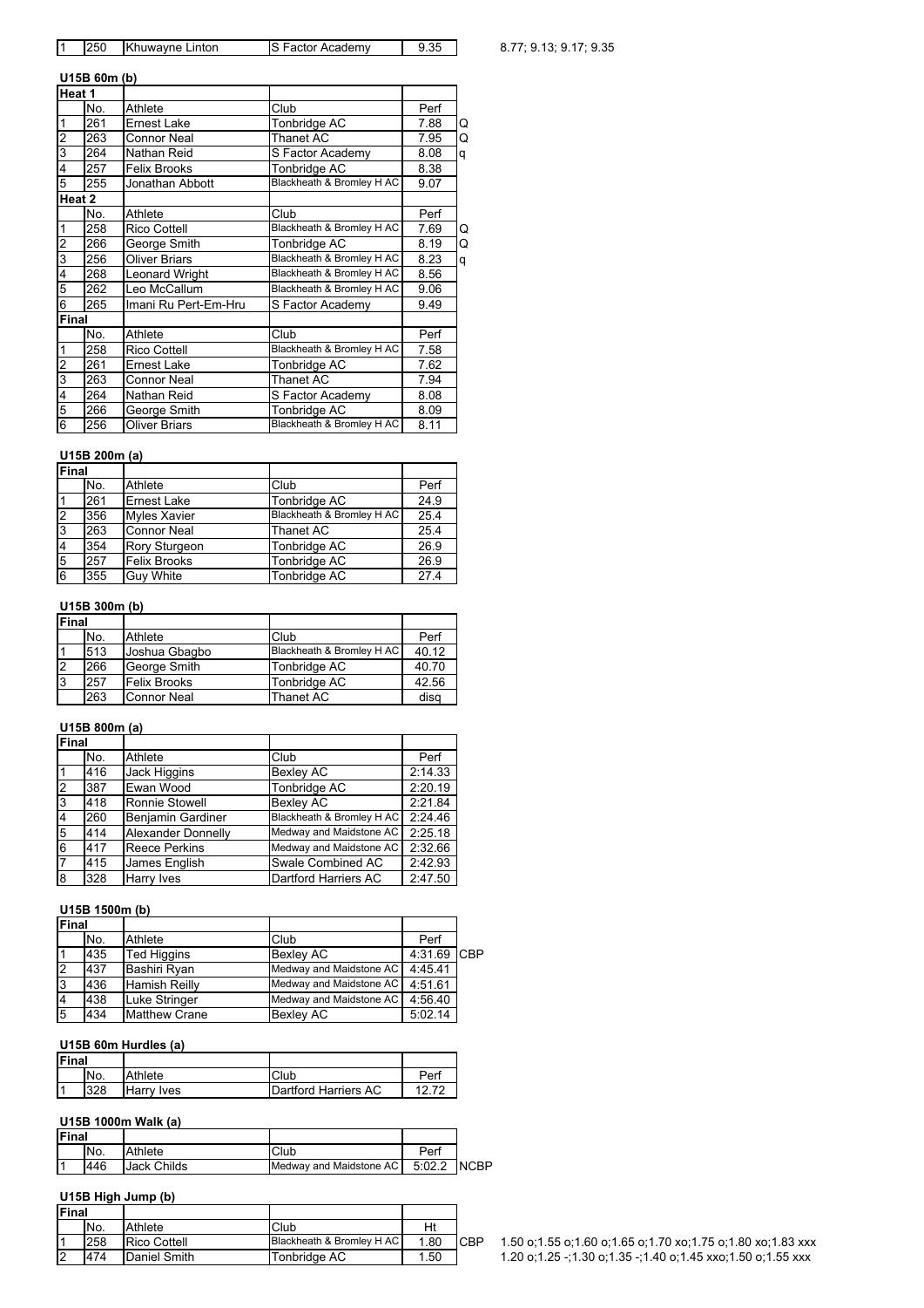| 1 | 250 | Khuwayne Linton | S Factor Academy | 9.35 | | 8.77; 9.13; 9.17; 9.35 |
|---|---|---|---|---|---|---|

## U15B 60m (b)

| Heat 1 | | | | | |
|---|---|---|---|---|---|
| | No. | Athlete | Club | Perf | |
| 1 | 261 | Ernest Lake | Tonbridge AC | 7.88 | Q |
| 2 | 263 | Connor Neal | Thanet AC | 7.95 | Q |
| 3 | 264 | Nathan Reid | S Factor Academy | 8.08 | q |
| 4 | 257 | Felix Brooks | Tonbridge AC | 8.38 | |
| 5 | 255 | Jonathan Abbott | Blackheath & Bromley H AC | 9.07 | |
| **Heat 2** | | | | | |
| | No. | Athlete | Club | Perf | |
| 1 | 258 | Rico Cottell | Blackheath & Bromley H AC | 7.69 | Q |
| 2 | 266 | George Smith | Tonbridge AC | 8.19 | Q |
| 3 | 256 | Oliver Briars | Blackheath & Bromley H AC | 8.23 | q |
| 4 | 268 | Leonard Wright | Blackheath & Bromley H AC | 8.56 | |
| 5 | 262 | Leo McCallum | Blackheath & Bromley H AC | 9.06 | |
| 6 | 265 | Imani Ru Pert-Em-Hru | S Factor Academy | 9.49 | |
| **Final** | | | | | |
| | No. | Athlete | Club | Perf | |
| 1 | 258 | Rico Cottell | Blackheath & Bromley H AC | 7.58 | |
| 2 | 261 | Ernest Lake | Tonbridge AC | 7.62 | |
| 3 | 263 | Connor Neal | Thanet AC | 7.94 | |
| 4 | 264 | Nathan Reid | S Factor Academy | 8.08 | |
| 5 | 266 | George Smith | Tonbridge AC | 8.09 | |
| 6 | 256 | Oliver Briars | Blackheath & Bromley H AC | 8.11 | |

## U15B 200m (a)

| Final | | | | |
|---|---|---|---|---|
| | No. | Athlete | Club | Perf |
| 1 | 261 | Ernest Lake | Tonbridge AC | 24.9 |
| 2 | 356 | Myles Xavier | Blackheath & Bromley H AC | 25.4 |
| 3 | 263 | Connor Neal | Thanet AC | 25.4 |
| 4 | 354 | Rory Sturgeon | Tonbridge AC | 26.9 |
| 5 | 257 | Felix Brooks | Tonbridge AC | 26.9 |
| 6 | 355 | Guy White | Tonbridge AC | 27.4 |

## U15B 300m (b)

| Final | | | | |
|---|---|---|---|---|
| | No. | Athlete | Club | Perf |
| 1 | 513 | Joshua Gbagbo | Blackheath & Bromley H AC | 40.12 |
| 2 | 266 | George Smith | Tonbridge AC | 40.70 |
| 3 | 257 | Felix Brooks | Tonbridge AC | 42.56 |
| | 263 | Connor Neal | Thanet AC | disq |

## U15B 800m (a)

| Final | | | | |
|---|---|---|---|---|
| | No. | Athlete | Club | Perf |
| 1 | 416 | Jack Higgins | Bexley AC | 2:14.33 |
| 2 | 387 | Ewan Wood | Tonbridge AC | 2:20.19 |
| 3 | 418 | Ronnie Stowell | Bexley AC | 2:21.84 |
| 4 | 260 | Benjamin Gardiner | Blackheath & Bromley H AC | 2:24.46 |
| 5 | 414 | Alexander Donnelly | Medway and Maidstone AC | 2:25.18 |
| 6 | 417 | Reece Perkins | Medway and Maidstone AC | 2:32.66 |
| 7 | 415 | James English | Swale Combined AC | 2:42.93 |
| 8 | 328 | Harry Ives | Dartford Harriers AC | 2:47.50 |

## U15B 1500m (b)

| Final | | | | | |
|---|---|---|---|---|---|
| | No. | Athlete | Club | Perf | |
| 1 | 435 | Ted Higgins | Bexley AC | 4:31.69 | CBP |
| 2 | 437 | Bashiri Ryan | Medway and Maidstone AC | 4:45.41 | |
| 3 | 436 | Hamish Reilly | Medway and Maidstone AC | 4:51.61 | |
| 4 | 438 | Luke Stringer | Medway and Maidstone AC | 4:56.40 | |
| 5 | 434 | Matthew Crane | Bexley AC | 5:02.14 | |

## U15B 60m Hurdles (a)

| Final | | | | |
|---|---|---|---|---|
| | No. | Athlete | Club | Perf |
| 1 | 328 | Harry Ives | Dartford Harriers AC | 12.72 |

## U15B 1000m Walk (a)

| Final | | | | | |
|---|---|---|---|---|---|
| | No. | Athlete | Club | Perf | |
| 1 | 446 | Jack Childs | Medway and Maidstone AC | 5:02.2 | NCBP |

## U15B High Jump (b)

| Final | | | | | | |
|---|---|---|---|---|---|---|
| | No. | Athlete | Club | Ht | | |
| 1 | 258 | Rico Cottell | Blackheath & Bromley H AC | 1.80 | CBP | 1.50 o;1.55 o;1.60 o;1.65 o;1.70 xo;1.75 o;1.80 xo;1.83 xxx |
| 2 | 474 | Daniel Smith | Tonbridge AC | 1.50 | | 1.20 o;1.25 -;1.30 o;1.35 -;1.40 o;1.45 xxo;1.50 o;1.55 xxx |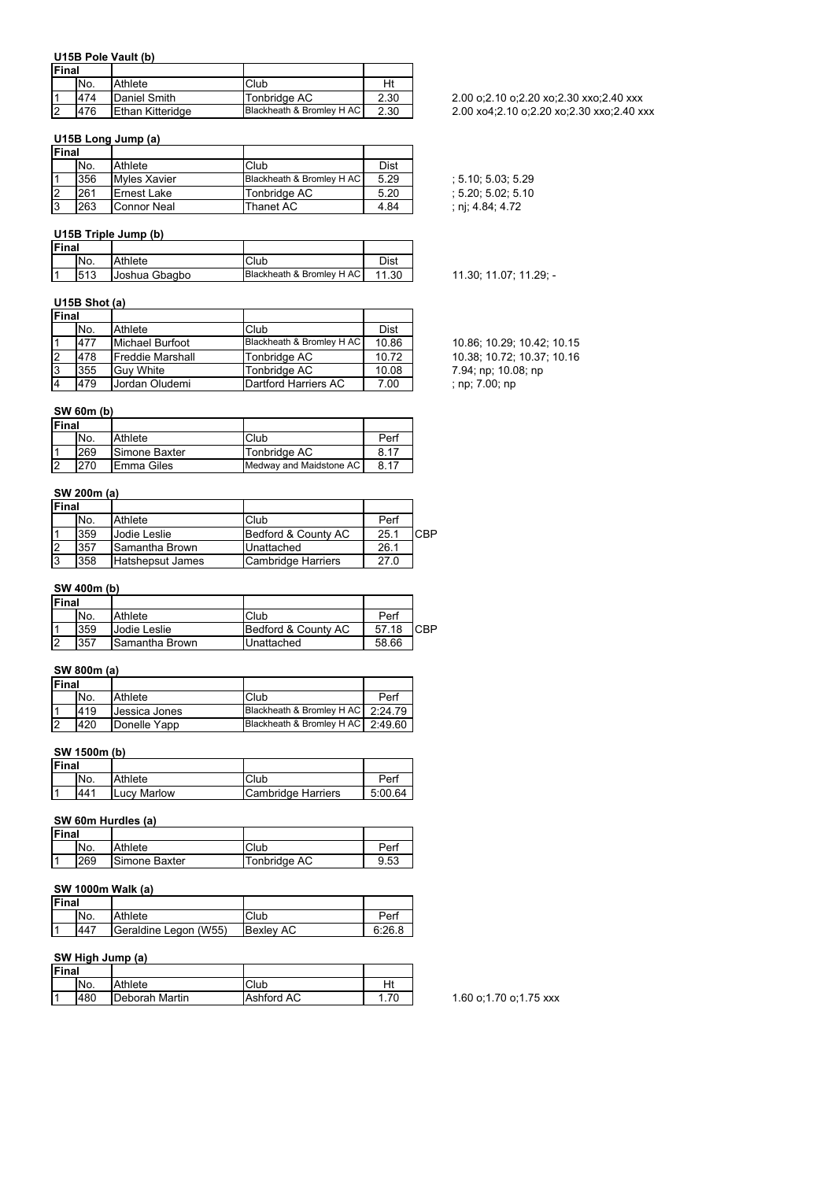### U15B Pole Vault (b)

| Final | | | | | |
|---|---|---|---|---|---|
| | No. | Athlete | Club | Ht | |
| 1 | 474 | Daniel Smith | Tonbridge AC | 2.30 | 2.00 o;2.10 o;2.20 xo;2.30 xxo;2.40 xxx |
| 2 | 476 | Ethan Kitteridge | Blackheath & Bromley H AC | 2.30 | 2.00 xo4;2.10 o;2.20 xo;2.30 xxo;2.40 xxx |

### U15B Long Jump (a)

| Final | | | | | |
|---|---|---|---|---|---|
| | No. | Athlete | Club | Dist | |
| 1 | 356 | Myles Xavier | Blackheath & Bromley H AC | 5.29 | ; 5.10; 5.03; 5.29 |
| 2 | 261 | Ernest Lake | Tonbridge AC | 5.20 | ; 5.20; 5.02; 5.10 |
| 3 | 263 | Connor Neal | Thanet AC | 4.84 | ; nj; 4.84; 4.72 |

### U15B Triple Jump (b)

| Final | | | | | |
|---|---|---|---|---|---|
| | No. | Athlete | Club | Dist | |
| 1 | 513 | Joshua Gbagbo | Blackheath & Bromley H AC | 11.30 | 11.30; 11.07; 11.29; - |

### U15B Shot (a)

| Final | | | | | |
|---|---|---|---|---|---|
| | No. | Athlete | Club | Dist | |
| 1 | 477 | Michael Burfoot | Blackheath & Bromley H AC | 10.86 | 10.86; 10.29; 10.42; 10.15 |
| 2 | 478 | Freddie Marshall | Tonbridge AC | 10.72 | 10.38; 10.72; 10.37; 10.16 |
| 3 | 355 | Guy White | Tonbridge AC | 10.08 | 7.94; np; 10.08; np |
| 4 | 479 | Jordan Oludemi | Dartford Harriers AC | 7.00 | ; np; 7.00; np |

### SW 60m (b)

| Final | | | | |
|---|---|---|---|---|
| | No. | Athlete | Club | Perf |
| 1 | 269 | Simone Baxter | Tonbridge AC | 8.17 |
| 2 | 270 | Emma Giles | Medway and Maidstone AC | 8.17 |

### SW 200m (a)

| Final | | | | | |
|---|---|---|---|---|---|
| | No. | Athlete | Club | Perf | |
| 1 | 359 | Jodie Leslie | Bedford & County AC | 25.1 | CBP |
| 2 | 357 | Samantha Brown | Unattached | 26.1 | |
| 3 | 358 | Hatshepsut James | Cambridge Harriers | 27.0 | |

### SW 400m (b)

| Final | | | | | |
|---|---|---|---|---|---|
| | No. | Athlete | Club | Perf | |
| 1 | 359 | Jodie Leslie | Bedford & County AC | 57.18 | CBP |
| 2 | 357 | Samantha Brown | Unattached | 58.66 | |

### SW 800m (a)

| Final | | | | |
|---|---|---|---|---|
| | No. | Athlete | Club | Perf |
| 1 | 419 | Jessica Jones | Blackheath & Bromley H AC | 2:24.79 |
| 2 | 420 | Donelle Yapp | Blackheath & Bromley H AC | 2:49.60 |

### SW 1500m (b)

| Final | | | | |
|---|---|---|---|---|
| | No. | Athlete | Club | Perf |
| 1 | 441 | Lucy Marlow | Cambridge Harriers | 5:00.64 |

### SW 60m Hurdles (a)

| Final | | | | |
|---|---|---|---|---|
| | No. | Athlete | Club | Perf |
| 1 | 269 | Simone Baxter | Tonbridge AC | 9.53 |

### SW 1000m Walk (a)

| Final | | | | |
|---|---|---|---|---|
| | No. | Athlete | Club | Perf |
| 1 | 447 | Geraldine Legon (W55) | Bexley AC | 6:26.8 |

### SW High Jump (a)

| Final | | | | | |
|---|---|---|---|---|---|
| | No. | Athlete | Club | Ht | |
| 1 | 480 | Deborah Martin | Ashford AC | 1.70 | 1.60 o;1.70 o;1.75 xxx |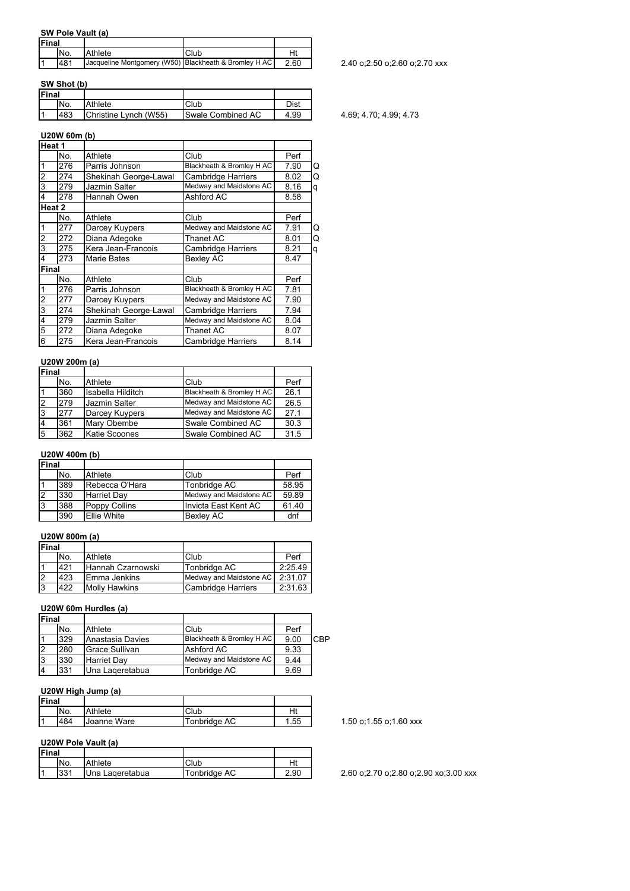### SW Pole Vault (a)

| Final | | | | |
|---|---|---|---|---|
| | No. | Athlete | Club | Ht |
| 1 | 481 | Jacqueline Montgomery (W50) | Blackheath & Bromley H AC | 2.60 |

2.40 o;2.50 o;2.60 o;2.70 xxx

### SW Shot (b)

| Final | | | | |
|---|---|---|---|---|
| | No. | Athlete | Club | Dist |
| 1 | 483 | Christine Lynch (W55) | Swale Combined AC | 4.99 |

4.69; 4.70; 4.99; 4.73

### U20W 60m (b)

| Heat 1 | | | | | |
|---|---|---|---|---|---|
| | No. | Athlete | Club | Perf | |
| 1 | 276 | Parris Johnson | Blackheath & Bromley H AC | 7.90 | Q |
| 2 | 274 | Shekinah George-Lawal | Cambridge Harriers | 8.02 | Q |
| 3 | 279 | Jazmin Salter | Medway and Maidstone AC | 8.16 | q |
| 4 | 278 | Hannah Owen | Ashford AC | 8.58 | |
| **Heat 2** | | | | | |
| | No. | Athlete | Club | Perf | |
| 1 | 277 | Darcey Kuypers | Medway and Maidstone AC | 7.91 | Q |
| 2 | 272 | Diana Adegoke | Thanet AC | 8.01 | Q |
| 3 | 275 | Kera Jean-Francois | Cambridge Harriers | 8.21 | q |
| 4 | 273 | Marie Bates | Bexley AC | 8.47 | |
| **Final** | | | | | |
| | No. | Athlete | Club | Perf | |
| 1 | 276 | Parris Johnson | Blackheath & Bromley H AC | 7.81 | |
| 2 | 277 | Darcey Kuypers | Medway and Maidstone AC | 7.90 | |
| 3 | 274 | Shekinah George-Lawal | Cambridge Harriers | 7.94 | |
| 4 | 279 | Jazmin Salter | Medway and Maidstone AC | 8.04 | |
| 5 | 272 | Diana Adegoke | Thanet AC | 8.07 | |
| 6 | 275 | Kera Jean-Francois | Cambridge Harriers | 8.14 | |

### U20W 200m (a)

| Final | | | | |
|---|---|---|---|---|
| | No. | Athlete | Club | Perf |
| 1 | 360 | Isabella Hilditch | Blackheath & Bromley H AC | 26.1 |
| 2 | 279 | Jazmin Salter | Medway and Maidstone AC | 26.5 |
| 3 | 277 | Darcey Kuypers | Medway and Maidstone AC | 27.1 |
| 4 | 361 | Mary Obembe | Swale Combined AC | 30.3 |
| 5 | 362 | Katie Scoones | Swale Combined AC | 31.5 |

### U20W 400m (b)

| Final | | | | |
|---|---|---|---|---|
| | No. | Athlete | Club | Perf |
| 1 | 389 | Rebecca O'Hara | Tonbridge AC | 58.95 |
| 2 | 330 | Harriet Day | Medway and Maidstone AC | 59.89 |
| 3 | 388 | Poppy Collins | Invicta East Kent AC | 61.40 |
| | 390 | Ellie White | Bexley AC | dnf |

### U20W 800m (a)

| Final | | | | |
|---|---|---|---|---|
| | No. | Athlete | Club | Perf |
| 1 | 421 | Hannah Czarnowski | Tonbridge AC | 2:25.49 |
| 2 | 423 | Emma Jenkins | Medway and Maidstone AC | 2:31.07 |
| 3 | 422 | Molly Hawkins | Cambridge Harriers | 2:31.63 |

### U20W 60m Hurdles (a)

| Final | | | | | |
|---|---|---|---|---|---|
| | No. | Athlete | Club | Perf | |
| 1 | 329 | Anastasia Davies | Blackheath & Bromley H AC | 9.00 | CBP |
| 2 | 280 | Grace Sullivan | Ashford AC | 9.33 | |
| 3 | 330 | Harriet Day | Medway and Maidstone AC | 9.44 | |
| 4 | 331 | Una Laqeretabua | Tonbridge AC | 9.69 | |

### U20W High Jump (a)

| Final | | | | |
|---|---|---|---|---|
| | No. | Athlete | Club | Ht |
| 1 | 484 | Joanne Ware | Tonbridge AC | 1.55 |

1.50 o;1.55 o;1.60 xxx

### U20W Pole Vault (a)

| Final | | | | |
|---|---|---|---|---|
| | No. | Athlete | Club | Ht |
| 1 | 331 | Una Laqeretabua | Tonbridge AC | 2.90 |

2.60 o;2.70 o;2.80 o;2.90 xo;3.00 xxx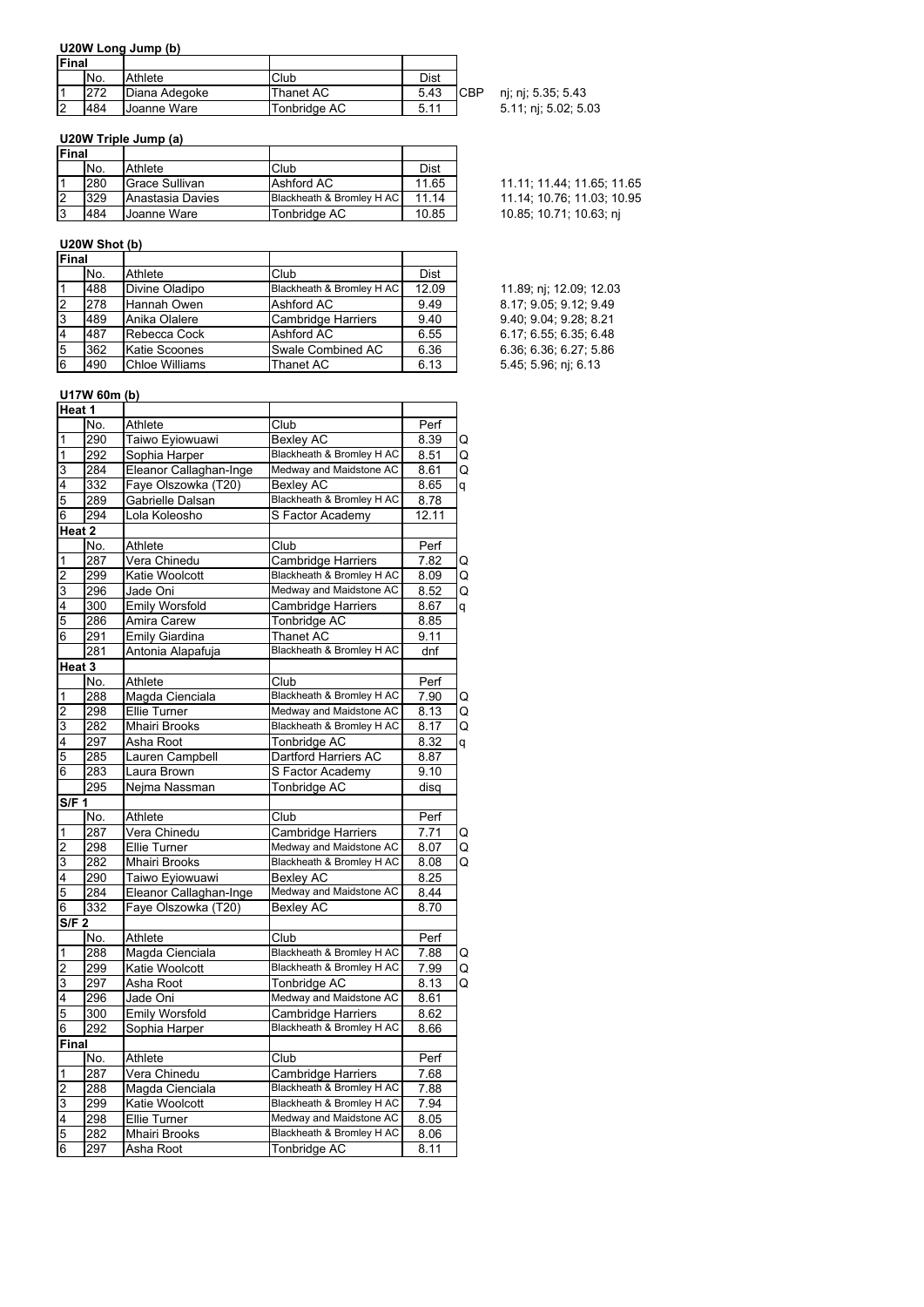### U20W Long Jump (b)

| Final | | | | | | |
|---|---|---|---|---|---|---|
| | No. | Athlete | Club | Dist | | |
| 1 | 272 | Diana Adegoke | Thanet AC | 5.43 | CBP | nj; nj; 5.35; 5.43 |
| 2 | 484 | Joanne Ware | Tonbridge AC | 5.11 | | 5.11; nj; 5.02; 5.03 |

### U20W Triple Jump (a)

| Final | | | | | |
|---|---|---|---|---|---|
| | No. | Athlete | Club | Dist | |
| 1 | 280 | Grace Sullivan | Ashford AC | 11.65 | 11.11; 11.44; 11.65; 11.65 |
| 2 | 329 | Anastasia Davies | Blackheath & Bromley H AC | 11.14 | 11.14; 10.76; 11.03; 10.95 |
| 3 | 484 | Joanne Ware | Tonbridge AC | 10.85 | 10.85; 10.71; 10.63; nj |

### U20W Shot (b)

| Final | | | | | |
|---|---|---|---|---|---|
| | No. | Athlete | Club | Dist | |
| 1 | 488 | Divine Oladipo | Blackheath & Bromley H AC | 12.09 | 11.89; nj; 12.09; 12.03 |
| 2 | 278 | Hannah Owen | Ashford AC | 9.49 | 8.17; 9.05; 9.12; 9.49 |
| 3 | 489 | Anika Olalere | Cambridge Harriers | 9.40 | 9.40; 9.04; 9.28; 8.21 |
| 4 | 487 | Rebecca Cock | Ashford AC | 6.55 | 6.17; 6.55; 6.35; 6.48 |
| 5 | 362 | Katie Scoones | Swale Combined AC | 6.36 | 6.36; 6.36; 6.27; 5.86 |
| 6 | 490 | Chloe Williams | Thanet AC | 6.13 | 5.45; 5.96; nj; 6.13 |

### U17W 60m (b)

| Heat 1 | | | | | |
|---|---|---|---|---|---|
| | No. | Athlete | Club | Perf | |
| 1 | 290 | Taiwo Eyiowuawi | Bexley AC | 8.39 | Q |
| 1 | 292 | Sophia Harper | Blackheath & Bromley H AC | 8.51 | Q |
| 3 | 284 | Eleanor Callaghan-Inge | Medway and Maidstone AC | 8.61 | Q |
| 4 | 332 | Faye Olszowka (T20) | Bexley AC | 8.65 | q |
| 5 | 289 | Gabrielle Dalsan | Blackheath & Bromley H AC | 8.78 | |
| 6 | 294 | Lola Koleosho | S Factor Academy | 12.11 | |
| **Heat 2** | | | | | |
| | No. | Athlete | Club | Perf | |
| 1 | 287 | Vera Chinedu | Cambridge Harriers | 7.82 | Q |
| 2 | 299 | Katie Woolcott | Blackheath & Bromley H AC | 8.09 | Q |
| 3 | 296 | Jade Oni | Medway and Maidstone AC | 8.52 | Q |
| 4 | 300 | Emily Worsfold | Cambridge Harriers | 8.67 | q |
| 5 | 286 | Amira Carew | Tonbridge AC | 8.85 | |
| 6 | 291 | Emily Giardina | Thanet AC | 9.11 | |
| | 281 | Antonia Alapafuja | Blackheath & Bromley H AC | dnf | |
| **Heat 3** | | | | | |
| | No. | Athlete | Club | Perf | |
| 1 | 288 | Magda Cienciala | Blackheath & Bromley H AC | 7.90 | Q |
| 2 | 298 | Ellie Turner | Medway and Maidstone AC | 8.13 | Q |
| 3 | 282 | Mhairi Brooks | Blackheath & Bromley H AC | 8.17 | Q |
| 4 | 297 | Asha Root | Tonbridge AC | 8.32 | q |
| 5 | 285 | Lauren Campbell | Dartford Harriers AC | 8.87 | |
| 6 | 283 | Laura Brown | S Factor Academy | 9.10 | |
| | 295 | Nejma Nassman | Tonbridge AC | disq | |
| **S/F 1** | | | | | |
| | No. | Athlete | Club | Perf | |
| 1 | 287 | Vera Chinedu | Cambridge Harriers | 7.71 | Q |
| 2 | 298 | Ellie Turner | Medway and Maidstone AC | 8.07 | Q |
| 3 | 282 | Mhairi Brooks | Blackheath & Bromley H AC | 8.08 | Q |
| 4 | 290 | Taiwo Eyiowuawi | Bexley AC | 8.25 | |
| 5 | 284 | Eleanor Callaghan-Inge | Medway and Maidstone AC | 8.44 | |
| 6 | 332 | Faye Olszowka (T20) | Bexley AC | 8.70 | |
| **S/F 2** | | | | | |
| | No. | Athlete | Club | Perf | |
| 1 | 288 | Magda Cienciala | Blackheath & Bromley H AC | 7.88 | Q |
| 2 | 299 | Katie Woolcott | Blackheath & Bromley H AC | 7.99 | Q |
| 3 | 297 | Asha Root | Tonbridge AC | 8.13 | Q |
| 4 | 296 | Jade Oni | Medway and Maidstone AC | 8.61 | |
| 5 | 300 | Emily Worsfold | Cambridge Harriers | 8.62 | |
| 6 | 292 | Sophia Harper | Blackheath & Bromley H AC | 8.66 | |
| **Final** | | | | | |
| | No. | Athlete | Club | Perf | |
| 1 | 287 | Vera Chinedu | Cambridge Harriers | 7.68 | |
| 2 | 288 | Magda Cienciala | Blackheath & Bromley H AC | 7.88 | |
| 3 | 299 | Katie Woolcott | Blackheath & Bromley H AC | 7.94 | |
| 4 | 298 | Ellie Turner | Medway and Maidstone AC | 8.05 | |
| 5 | 282 | Mhairi Brooks | Blackheath & Bromley H AC | 8.06 | |
| 6 | 297 | Asha Root | Tonbridge AC | 8.11 | |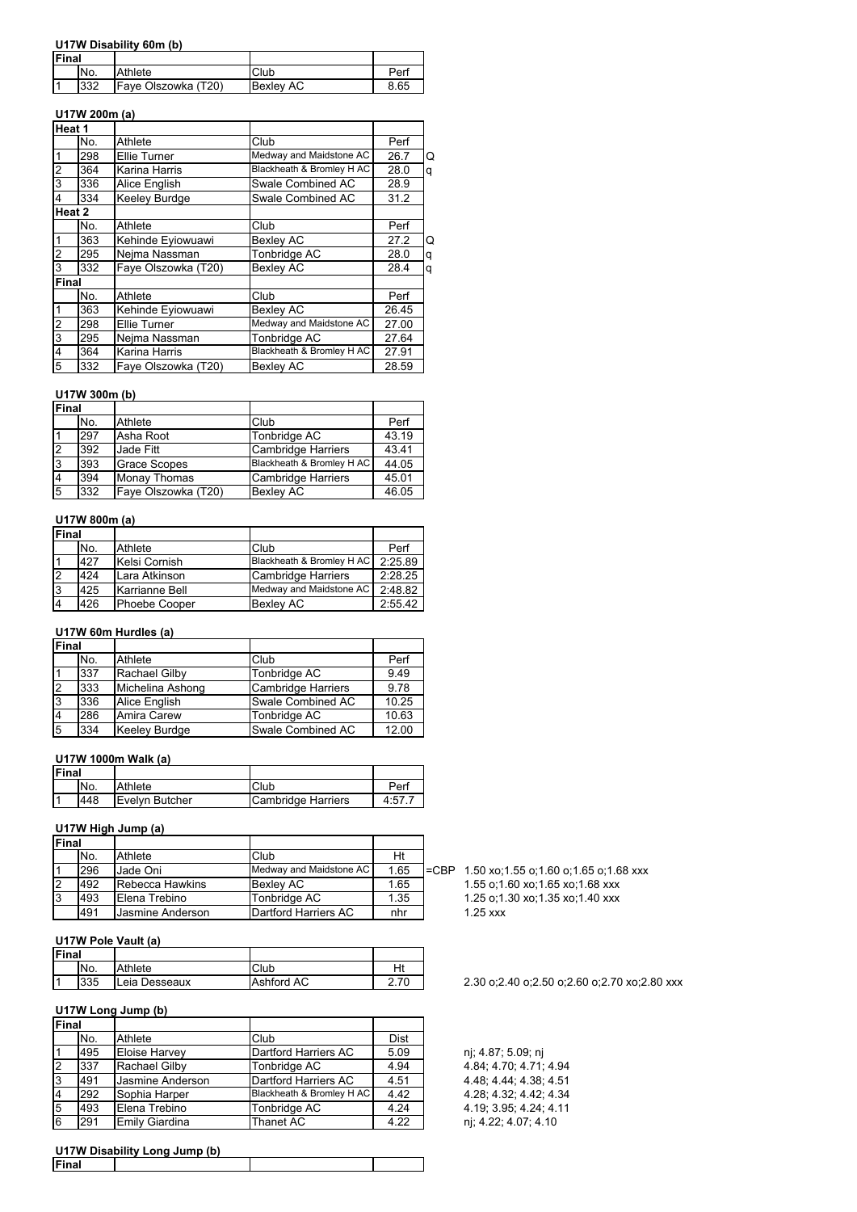### U17W Disability 60m (b)

| Final | | | | |
|---|---|---|---|---|
| | No. | Athlete | Club | Perf |
| 1 | 332 | Faye Olszowka (T20) | Bexley AC | 8.65 |

### U17W 200m (a)

| Heat 1 | | | | | |
|---|---|---|---|---|---|
| | No. | Athlete | Club | Perf | |
| 1 | 298 | Ellie Turner | Medway and Maidstone AC | 26.7 | Q |
| 2 | 364 | Karina Harris | Blackheath & Bromley H AC | 28.0 | q |
| 3 | 336 | Alice English | Swale Combined AC | 28.9 | |
| 4 | 334 | Keeley Burdge | Swale Combined AC | 31.2 | |
| **Heat 2** | | | | | |
| | No. | Athlete | Club | Perf | |
| 1 | 363 | Kehinde Eyiowuawi | Bexley AC | 27.2 | Q |
| 2 | 295 | Nejma Nassman | Tonbridge AC | 28.0 | q |
| 3 | 332 | Faye Olszowka (T20) | Bexley AC | 28.4 | q |
| **Final** | | | | | |
| | No. | Athlete | Club | Perf | |
| 1 | 363 | Kehinde Eyiowuawi | Bexley AC | 26.45 | |
| 2 | 298 | Ellie Turner | Medway and Maidstone AC | 27.00 | |
| 3 | 295 | Nejma Nassman | Tonbridge AC | 27.64 | |
| 4 | 364 | Karina Harris | Blackheath & Bromley H AC | 27.91 | |
| 5 | 332 | Faye Olszowka (T20) | Bexley AC | 28.59 | |

### U17W 300m (b)

| Final | | | | |
|---|---|---|---|---|
| | No. | Athlete | Club | Perf |
| 1 | 297 | Asha Root | Tonbridge AC | 43.19 |
| 2 | 392 | Jade Fitt | Cambridge Harriers | 43.41 |
| 3 | 393 | Grace Scopes | Blackheath & Bromley H AC | 44.05 |
| 4 | 394 | Monay Thomas | Cambridge Harriers | 45.01 |
| 5 | 332 | Faye Olszowka (T20) | Bexley AC | 46.05 |

### U17W 800m (a)

| Final | | | | |
|---|---|---|---|---|
| | No. | Athlete | Club | Perf |
| 1 | 427 | Kelsi Cornish | Blackheath & Bromley H AC | 2:25.89 |
| 2 | 424 | Lara Atkinson | Cambridge Harriers | 2:28.25 |
| 3 | 425 | Karrianne Bell | Medway and Maidstone AC | 2:48.82 |
| 4 | 426 | Phoebe Cooper | Bexley AC | 2:55.42 |

### U17W 60m Hurdles (a)

| Final | | | | |
|---|---|---|---|---|
| | No. | Athlete | Club | Perf |
| 1 | 337 | Rachael Gilby | Tonbridge AC | 9.49 |
| 2 | 333 | Michelina Ashong | Cambridge Harriers | 9.78 |
| 3 | 336 | Alice English | Swale Combined AC | 10.25 |
| 4 | 286 | Amira Carew | Tonbridge AC | 10.63 |
| 5 | 334 | Keeley Burdge | Swale Combined AC | 12.00 |

### U17W 1000m Walk (a)

| Final | | | | |
|---|---|---|---|---|
| | No. | Athlete | Club | Perf |
| 1 | 448 | Evelyn Butcher | Cambridge Harriers | 4:57.7 |

### U17W High Jump (a)

| Final | | | | | | |
|---|---|---|---|---|---|---|
| | No. | Athlete | Club | Ht | | |
| 1 | 296 | Jade Oni | Medway and Maidstone AC | 1.65 | =CBP | 1.50 xo;1.55 o;1.60 o;1.65 o;1.68 xxx |
| 2 | 492 | Rebecca Hawkins | Bexley AC | 1.65 | | 1.55 o;1.60 xo;1.65 xo;1.68 xxx |
| 3 | 493 | Elena Trebino | Tonbridge AC | 1.35 | | 1.25 o;1.30 xo;1.35 xo;1.40 xxx |
| | 491 | Jasmine Anderson | Dartford Harriers AC | nhr | | 1.25 xxx |

### U17W Pole Vault (a)

| Final | | | | | |
|---|---|---|---|---|---|
| | No. | Athlete | Club | Ht | |
| 1 | 335 | Leia Desseaux | Ashford AC | 2.70 | 2.30 o;2.40 o;2.50 o;2.60 o;2.70 xo;2.80 xxx |

### U17W Long Jump (b)

| Final | | | | | |
|---|---|---|---|---|---|
| | No. | Athlete | Club | Dist | |
| 1 | 495 | Eloise Harvey | Dartford Harriers AC | 5.09 | nj; 4.87; 5.09; nj |
| 2 | 337 | Rachael Gilby | Tonbridge AC | 4.94 | 4.84; 4.70; 4.71; 4.94 |
| 3 | 491 | Jasmine Anderson | Dartford Harriers AC | 4.51 | 4.48; 4.44; 4.38; 4.51 |
| 4 | 292 | Sophia Harper | Blackheath & Bromley H AC | 4.42 | 4.28; 4.32; 4.42; 4.34 |
| 5 | 493 | Elena Trebino | Tonbridge AC | 4.24 | 4.19; 3.95; 4.24; 4.11 |
| 6 | 291 | Emily Giardina | Thanet AC | 4.22 | nj; 4.22; 4.07; 4.10 |

### U17W Disability Long Jump (b)

| Final | | | |
|---|---|---|---|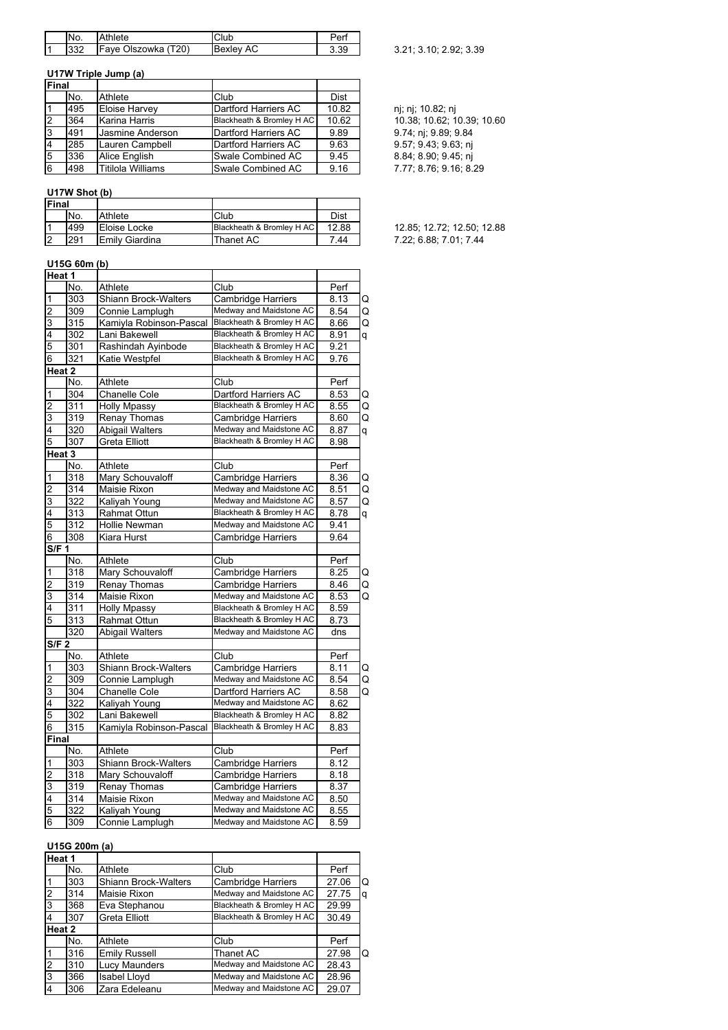| | No. | Athlete | Club | Perf | |
|---|---|---|---|---|---|
| 1 | 332 | Faye Olszowka (T20) | Bexley AC | 3.39 | 3.21; 3.10; 2.92; 3.39 |

### U17W Triple Jump (a)

| Final | | | | | |
|---|---|---|---|---|---|
| | No. | Athlete | Club | Dist | |
| 1 | 495 | Eloise Harvey | Dartford Harriers AC | 10.82 | nj; nj; 10.82; nj |
| 2 | 364 | Karina Harris | Blackheath & Bromley H AC | 10.62 | 10.38; 10.62; 10.39; 10.60 |
| 3 | 491 | Jasmine Anderson | Dartford Harriers AC | 9.89 | 9.74; nj; 9.89; 9.84 |
| 4 | 285 | Lauren Campbell | Dartford Harriers AC | 9.63 | 9.57; 9.43; 9.63; nj |
| 5 | 336 | Alice English | Swale Combined AC | 9.45 | 8.84; 8.90; 9.45; nj |
| 6 | 498 | Titilola Williams | Swale Combined AC | 9.16 | 7.77; 8.76; 9.16; 8.29 |

### U17W Shot (b)

| Final | | | | | |
|---|---|---|---|---|---|
| | No. | Athlete | Club | Dist | |
| 1 | 499 | Eloise Locke | Blackheath & Bromley H AC | 12.88 | 12.85; 12.72; 12.50; 12.88 |
| 2 | 291 | Emily Giardina | Thanet AC | 7.44 | 7.22; 6.88; 7.01; 7.44 |

### U15G 60m (b)

| Heat 1 | | | | | |
|---|---|---|---|---|---|
| | No. | Athlete | Club | Perf | |
| 1 | 303 | Shiann Brock-Walters | Cambridge Harriers | 8.13 | Q |
| 2 | 309 | Connie Lamplugh | Medway and Maidstone AC | 8.54 | Q |
| 3 | 315 | Kamiyla Robinson-Pascal | Blackheath & Bromley H AC | 8.66 | Q |
| 4 | 302 | Lani Bakewell | Blackheath & Bromley H AC | 8.91 | q |
| 5 | 301 | Rashindah Ayinbode | Blackheath & Bromley H AC | 9.21 | |
| 6 | 321 | Katie Westpfel | Blackheath & Bromley H AC | 9.76 | |
| **Heat 2** | | | | | |
| | No. | Athlete | Club | Perf | |
| 1 | 304 | Chanelle Cole | Dartford Harriers AC | 8.53 | Q |
| 2 | 311 | Holly Mpassy | Blackheath & Bromley H AC | 8.55 | Q |
| 3 | 319 | Renay Thomas | Cambridge Harriers | 8.60 | Q |
| 4 | 320 | Abigail Walters | Medway and Maidstone AC | 8.87 | q |
| 5 | 307 | Greta Elliott | Blackheath & Bromley H AC | 8.98 | |
| **Heat 3** | | | | | |
| | No. | Athlete | Club | Perf | |
| 1 | 318 | Mary Schouvaloff | Cambridge Harriers | 8.36 | Q |
| 2 | 314 | Maisie Rixon | Medway and Maidstone AC | 8.51 | Q |
| 3 | 322 | Kaliyah Young | Medway and Maidstone AC | 8.57 | Q |
| 4 | 313 | Rahmat Ottun | Blackheath & Bromley H AC | 8.78 | q |
| 5 | 312 | Hollie Newman | Medway and Maidstone AC | 9.41 | |
| 6 | 308 | Kiara Hurst | Cambridge Harriers | 9.64 | |
| **S/F 1** | | | | | |
| | No. | Athlete | Club | Perf | |
| 1 | 318 | Mary Schouvaloff | Cambridge Harriers | 8.25 | Q |
| 2 | 319 | Renay Thomas | Cambridge Harriers | 8.46 | Q |
| 3 | 314 | Maisie Rixon | Medway and Maidstone AC | 8.53 | Q |
| 4 | 311 | Holly Mpassy | Blackheath & Bromley H AC | 8.59 | |
| 5 | 313 | Rahmat Ottun | Blackheath & Bromley H AC | 8.73 | |
| | 320 | Abigail Walters | Medway and Maidstone AC | dns | |
| **S/F 2** | | | | | |
| | No. | Athlete | Club | Perf | |
| 1 | 303 | Shiann Brock-Walters | Cambridge Harriers | 8.11 | Q |
| 2 | 309 | Connie Lamplugh | Medway and Maidstone AC | 8.54 | Q |
| 3 | 304 | Chanelle Cole | Dartford Harriers AC | 8.58 | Q |
| 4 | 322 | Kaliyah Young | Medway and Maidstone AC | 8.62 | |
| 5 | 302 | Lani Bakewell | Blackheath & Bromley H AC | 8.82 | |
| 6 | 315 | Kamiyla Robinson-Pascal | Blackheath & Bromley H AC | 8.83 | |
| **Final** | | | | | |
| | No. | Athlete | Club | Perf | |
| 1 | 303 | Shiann Brock-Walters | Cambridge Harriers | 8.12 | |
| 2 | 318 | Mary Schouvaloff | Cambridge Harriers | 8.18 | |
| 3 | 319 | Renay Thomas | Cambridge Harriers | 8.37 | |
| 4 | 314 | Maisie Rixon | Medway and Maidstone AC | 8.50 | |
| 5 | 322 | Kaliyah Young | Medway and Maidstone AC | 8.55 | |
| 6 | 309 | Connie Lamplugh | Medway and Maidstone AC | 8.59 | |

### U15G 200m (a)

| Heat 1 | | | | | |
|---|---|---|---|---|---|
| | No. | Athlete | Club | Perf | |
| 1 | 303 | Shiann Brock-Walters | Cambridge Harriers | 27.06 | Q |
| 2 | 314 | Maisie Rixon | Medway and Maidstone AC | 27.75 | q |
| 3 | 368 | Eva Stephanou | Blackheath & Bromley H AC | 29.99 | |
| 4 | 307 | Greta Elliott | Blackheath & Bromley H AC | 30.49 | |
| **Heat 2** | | | | | |
| | No. | Athlete | Club | Perf | |
| 1 | 316 | Emily Russell | Thanet AC | 27.98 | Q |
| 2 | 310 | Lucy Maunders | Medway and Maidstone AC | 28.43 | |
| 3 | 366 | Isabel Lloyd | Medway and Maidstone AC | 28.96 | |
| 4 | 306 | Zara Edeleanu | Medway and Maidstone AC | 29.07 | |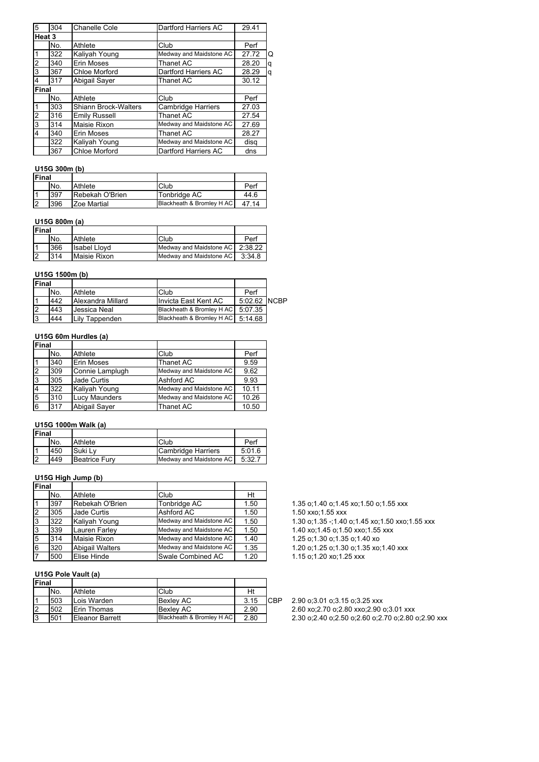| 5 | 304 | Chanelle Cole | Dartford Harriers AC | 29.41 | |
|---|---|---|---|---|---|
| **Heat 3** | | | | | |
| | No. | Athlete | Club | Perf | |
| 1 | 322 | Kaliyah Young | Medway and Maidstone AC | 27.72 | Q |
| 2 | 340 | Erin Moses | Thanet AC | 28.20 | q |
| 3 | 367 | Chloe Morford | Dartford Harriers AC | 28.29 | q |
| 4 | 317 | Abigail Sayer | Thanet AC | 30.12 | |
| **Final** | | | | | |
| | No. | Athlete | Club | Perf | |
| 1 | 303 | Shiann Brock-Walters | Cambridge Harriers | 27.03 | |
| 2 | 316 | Emily Russell | Thanet AC | 27.54 | |
| 3 | 314 | Maisie Rixon | Medway and Maidstone AC | 27.69 | |
| 4 | 340 | Erin Moses | Thanet AC | 28.27 | |
| | 322 | Kaliyah Young | Medway and Maidstone AC | disq | |
| | 367 | Chloe Morford | Dartford Harriers AC | dns | |

### U15G 300m (b)

| Final | | | | |
|---|---|---|---|---|
| | No. | Athlete | Club | Perf |
| 1 | 397 | Rebekah O'Brien | Tonbridge AC | 44.6 |
| 2 | 396 | Zoe Martial | Blackheath & Bromley H AC | 47.14 |

### U15G 800m (a)

| Final | | | | |
|---|---|---|---|---|
| | No. | Athlete | Club | Perf |
| 1 | 366 | Isabel Lloyd | Medway and Maidstone AC | 2:38.22 |
| 2 | 314 | Maisie Rixon | Medway and Maidstone AC | 3:34.8 |

### U15G 1500m (b)

| Final | | | | | |
|---|---|---|---|---|---|
| | No. | Athlete | Club | Perf | |
| 1 | 442 | Alexandra Millard | Invicta East Kent AC | 5:02.62 | NCBP |
| 2 | 443 | Jessica Neal | Blackheath & Bromley H AC | 5:07.35 | |
| 3 | 444 | Lily Tappenden | Blackheath & Bromley H AC | 5:14.68 | |

### U15G 60m Hurdles (a)

| Final | | | | |
|---|---|---|---|---|
| | No. | Athlete | Club | Perf |
| 1 | 340 | Erin Moses | Thanet AC | 9.59 |
| 2 | 309 | Connie Lamplugh | Medway and Maidstone AC | 9.62 |
| 3 | 305 | Jade Curtis | Ashford AC | 9.93 |
| 4 | 322 | Kaliyah Young | Medway and Maidstone AC | 10.11 |
| 5 | 310 | Lucy Maunders | Medway and Maidstone AC | 10.26 |
| 6 | 317 | Abigail Sayer | Thanet AC | 10.50 |

### U15G 1000m Walk (a)

| Final | | | | |
|---|---|---|---|---|
| | No. | Athlete | Club | Perf |
| 1 | 450 | Suki Ly | Cambridge Harriers | 5:01.6 |
| 2 | 449 | Beatrice Fury | Medway and Maidstone AC | 5:32.7 |

### U15G High Jump (b)

| Final | | | | | |
|---|---|---|---|---|---|
| | No. | Athlete | Club | Ht | |
| 1 | 397 | Rebekah O'Brien | Tonbridge AC | 1.50 | 1.35 o;1.40 o;1.45 xo;1.50 o;1.55 xxx |
| 2 | 305 | Jade Curtis | Ashford AC | 1.50 | 1.50 xxo;1.55 xxx |
| 3 | 322 | Kaliyah Young | Medway and Maidstone AC | 1.50 | 1.30 o;1.35 -;1.40 o;1.45 xo;1.50 xxo;1.55 xxx |
| 3 | 339 | Lauren Farley | Medway and Maidstone AC | 1.50 | 1.40 xo;1.45 o;1.50 xxo;1.55 xxx |
| 5 | 314 | Maisie Rixon | Medway and Maidstone AC | 1.40 | 1.25 o;1.30 o;1.35 o;1.40 xo |
| 6 | 320 | Abigail Walters | Medway and Maidstone AC | 1.35 | 1.20 o;1.25 o;1.30 o;1.35 xo;1.40 xxx |
| 7 | 500 | Elise Hinde | Swale Combined AC | 1.20 | 1.15 o;1.20 xo;1.25 xxx |

### U15G Pole Vault (a)

| Final | | | | | | |
|---|---|---|---|---|---|---|
| | No. | Athlete | Club | Ht | | |
| 1 | 503 | Lois Warden | Bexley AC | 3.15 | CBP | 2.90 o;3.01 o;3.15 o;3.25 xxx |
| 2 | 502 | Erin Thomas | Bexley AC | 2.90 | | 2.60 xo;2.70 o;2.80 xxo;2.90 o;3.01 xxx |
| 3 | 501 | Eleanor Barrett | Blackheath & Bromley H AC | 2.80 | | 2.30 o;2.40 o;2.50 o;2.60 o;2.70 o;2.80 o;2.90 xxx |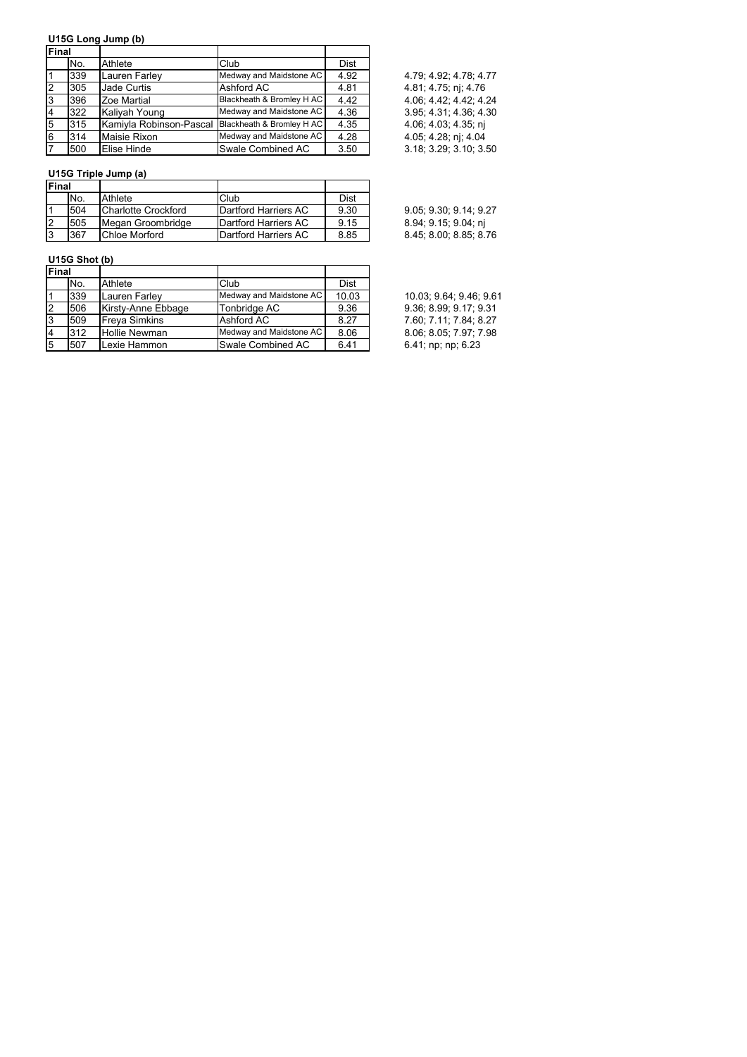**U15G Long Jump (b)**

| Final | | | | | |
|---|---|---|---|---|---|
| | No. | Athlete | Club | Dist | |
| 1 | 339 | Lauren Farley | Medway and Maidstone AC | 4.92 | 4.79; 4.92; 4.78; 4.77 |
| 2 | 305 | Jade Curtis | Ashford AC | 4.81 | 4.81; 4.75; nj; 4.76 |
| 3 | 396 | Zoe Martial | Blackheath & Bromley H AC | 4.42 | 4.06; 4.42; 4.42; 4.24 |
| 4 | 322 | Kaliyah Young | Medway and Maidstone AC | 4.36 | 3.95; 4.31; 4.36; 4.30 |
| 5 | 315 | Kamiyla Robinson-Pascal | Blackheath & Bromley H AC | 4.35 | 4.06; 4.03; 4.35; nj |
| 6 | 314 | Maisie Rixon | Medway and Maidstone AC | 4.28 | 4.05; 4.28; nj; 4.04 |
| 7 | 500 | Elise Hinde | Swale Combined AC | 3.50 | 3.18; 3.29; 3.10; 3.50 |

**U15G Triple Jump (a)**

| Final | | | | | |
|---|---|---|---|---|---|
| | No. | Athlete | Club | Dist | |
| 1 | 504 | Charlotte Crockford | Dartford Harriers AC | 9.30 | 9.05; 9.30; 9.14; 9.27 |
| 2 | 505 | Megan Groombridge | Dartford Harriers AC | 9.15 | 8.94; 9.15; 9.04; nj |
| 3 | 367 | Chloe Morford | Dartford Harriers AC | 8.85 | 8.45; 8.00; 8.85; 8.76 |

**U15G Shot (b)**

| Final | | | | | |
|---|---|---|---|---|---|
| | No. | Athlete | Club | Dist | |
| 1 | 339 | Lauren Farley | Medway and Maidstone AC | 10.03 | 10.03; 9.64; 9.46; 9.61 |
| 2 | 506 | Kirsty-Anne Ebbage | Tonbridge AC | 9.36 | 9.36; 8.99; 9.17; 9.31 |
| 3 | 509 | Freya Simkins | Ashford AC | 8.27 | 7.60; 7.11; 7.84; 8.27 |
| 4 | 312 | Hollie Newman | Medway and Maidstone AC | 8.06 | 8.06; 8.05; 7.97; 7.98 |
| 5 | 507 | Lexie Hammon | Swale Combined AC | 6.41 | 6.41; np; np; 6.23 |